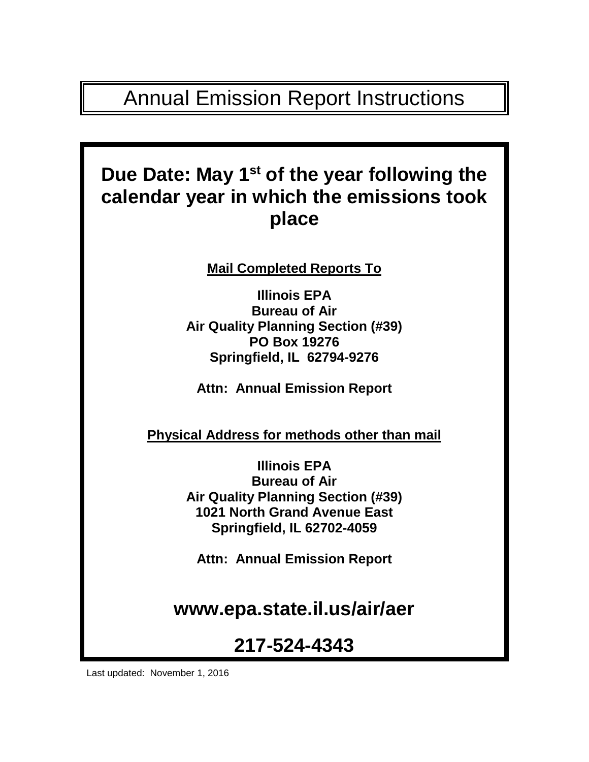# Annual Emission Report Instructions

## Due Date: May 1st of the year following the calendar year in which the emissions took place

**Mail Completed Reports To**

**Illinois EPA**
**Bureau of Air**
**Air Quality Planning Section (#39)**
**PO Box 19276**
**Springfield, IL 62794-9276**

**Attn: Annual Emission Report**

**Physical Address for methods other than mail**

**Illinois EPA**
**Bureau of Air**
**Air Quality Planning Section (#39)**
**1021 North Grand Avenue East**
**Springfield, IL 62702-4059**

**Attn: Annual Emission Report**

## www.epa.state.il.us/air/aer

## 217-524-4343

Last updated: November 1, 2016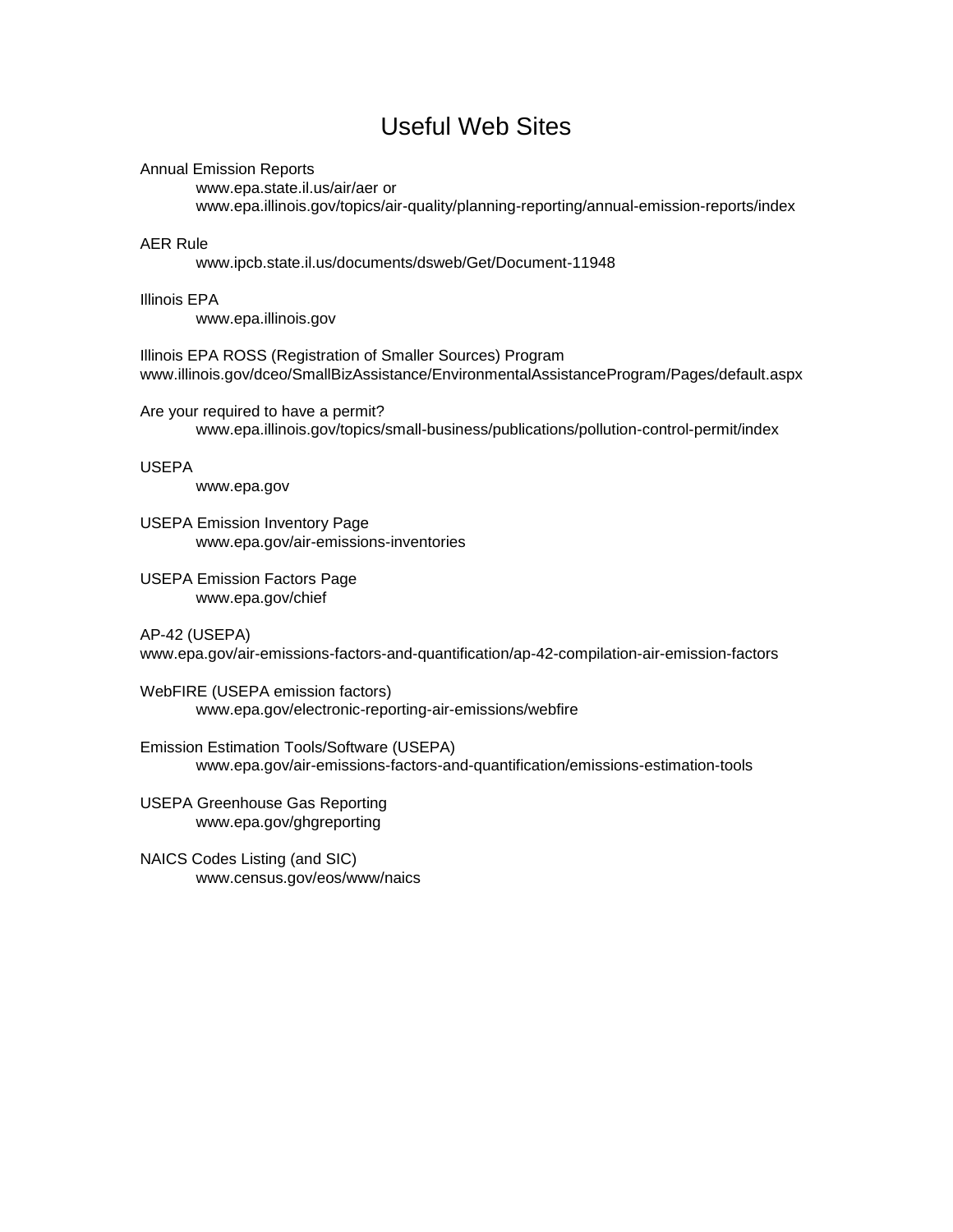# Useful Web Sites

Annual Emission Reports
www.epa.state.il.us/air/aer or
www.epa.illinois.gov/topics/air-quality/planning-reporting/annual-emission-reports/index

AER Rule
www.ipcb.state.il.us/documents/dsweb/Get/Document-11948

Illinois EPA
www.epa.illinois.gov

Illinois EPA ROSS (Registration of Smaller Sources) Program
www.illinois.gov/dceo/SmallBizAssistance/EnvironmentalAssistanceProgram/Pages/default.aspx

Are your required to have a permit?
www.epa.illinois.gov/topics/small-business/publications/pollution-control-permit/index

USEPA
www.epa.gov

USEPA Emission Inventory Page
www.epa.gov/air-emissions-inventories

USEPA Emission Factors Page
www.epa.gov/chief

AP-42 (USEPA)
www.epa.gov/air-emissions-factors-and-quantification/ap-42-compilation-air-emission-factors

WebFIRE (USEPA emission factors)
www.epa.gov/electronic-reporting-air-emissions/webfire

Emission Estimation Tools/Software (USEPA)
www.epa.gov/air-emissions-factors-and-quantification/emissions-estimation-tools

USEPA Greenhouse Gas Reporting
www.epa.gov/ghgreporting

NAICS Codes Listing (and SIC)
www.census.gov/eos/www/naics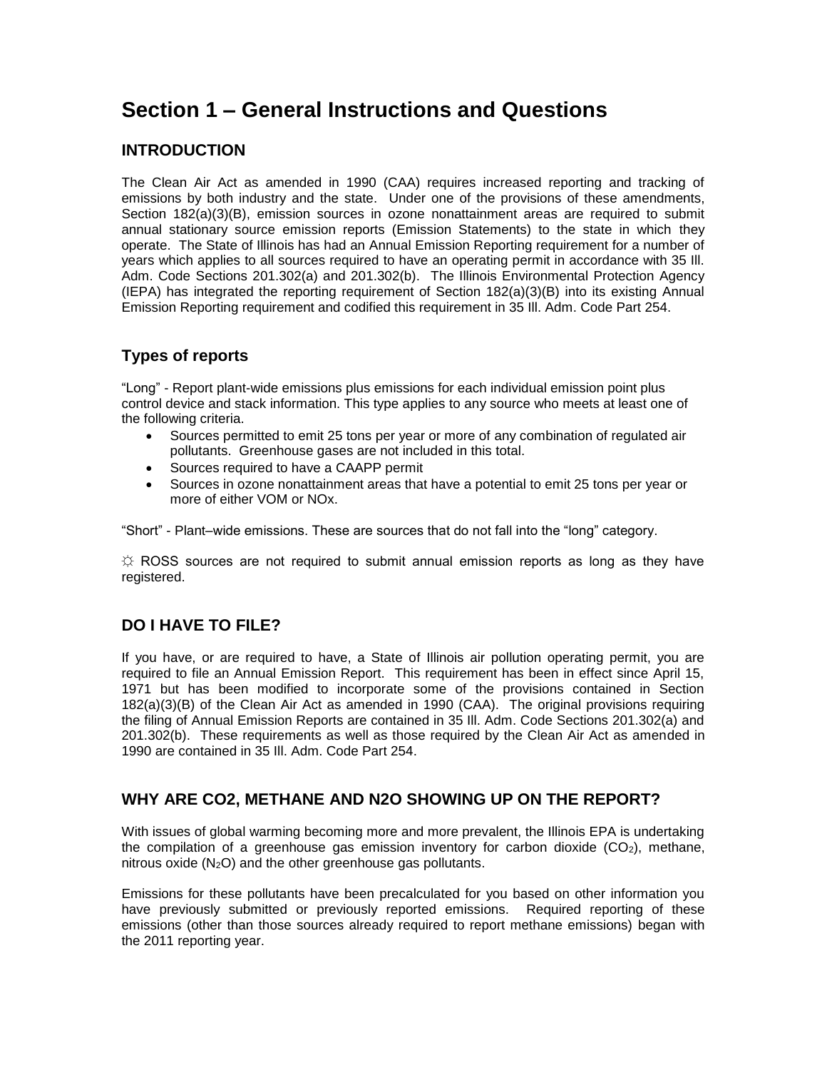# Section 1 – General Instructions and Questions

## INTRODUCTION

The Clean Air Act as amended in 1990 (CAA) requires increased reporting and tracking of emissions by both industry and the state. Under one of the provisions of these amendments, Section 182(a)(3)(B), emission sources in ozone nonattainment areas are required to submit annual stationary source emission reports (Emission Statements) to the state in which they operate. The State of Illinois has had an Annual Emission Reporting requirement for a number of years which applies to all sources required to have an operating permit in accordance with 35 Ill. Adm. Code Sections 201.302(a) and 201.302(b). The Illinois Environmental Protection Agency (IEPA) has integrated the reporting requirement of Section 182(a)(3)(B) into its existing Annual Emission Reporting requirement and codified this requirement in 35 Ill. Adm. Code Part 254.

## Types of reports

"Long" - Report plant-wide emissions plus emissions for each individual emission point plus control device and stack information. This type applies to any source who meets at least one of the following criteria.

- Sources permitted to emit 25 tons per year or more of any combination of regulated air pollutants. Greenhouse gases are not included in this total.
- Sources required to have a CAAPP permit
- Sources in ozone nonattainment areas that have a potential to emit 25 tons per year or more of either VOM or NOx.

"Short" - Plant–wide emissions. These are sources that do not fall into the "long" category.

☼ ROSS sources are not required to submit annual emission reports as long as they have registered.

## DO I HAVE TO FILE?

If you have, or are required to have, a State of Illinois air pollution operating permit, you are required to file an Annual Emission Report. This requirement has been in effect since April 15, 1971 but has been modified to incorporate some of the provisions contained in Section 182(a)(3)(B) of the Clean Air Act as amended in 1990 (CAA). The original provisions requiring the filing of Annual Emission Reports are contained in 35 Ill. Adm. Code Sections 201.302(a) and 201.302(b). These requirements as well as those required by the Clean Air Act as amended in 1990 are contained in 35 Ill. Adm. Code Part 254.

## WHY ARE CO2, METHANE AND N2O SHOWING UP ON THE REPORT?

With issues of global warming becoming more and more prevalent, the Illinois EPA is undertaking the compilation of a greenhouse gas emission inventory for carbon dioxide ($CO_2$), methane, nitrous oxide ($N_2O$) and the other greenhouse gas pollutants.

Emissions for these pollutants have been precalculated for you based on other information you have previously submitted or previously reported emissions. Required reporting of these emissions (other than those sources already required to report methane emissions) began with the 2011 reporting year.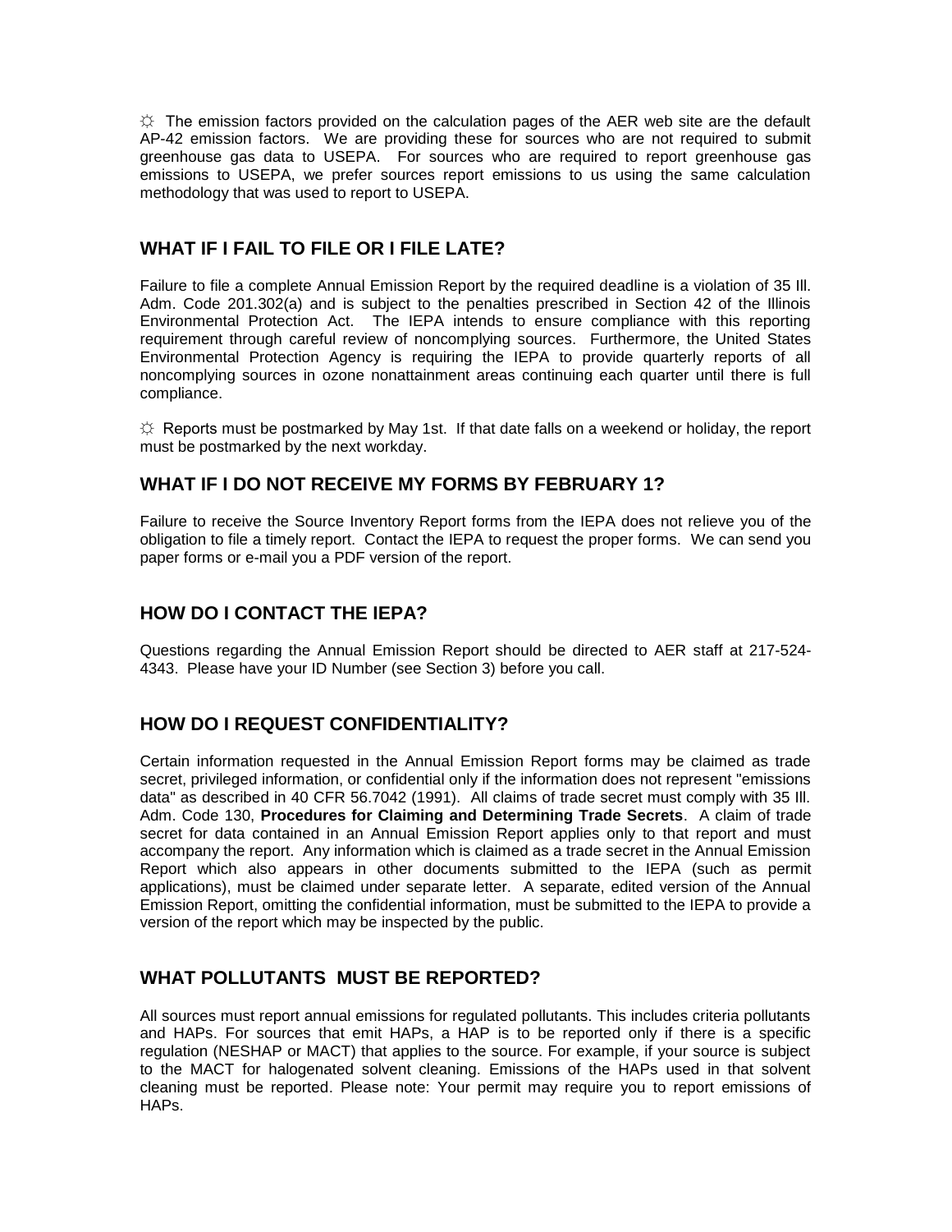☼ The emission factors provided on the calculation pages of the AER web site are the default AP-42 emission factors. We are providing these for sources who are not required to submit greenhouse gas data to USEPA. For sources who are required to report greenhouse gas emissions to USEPA, we prefer sources report emissions to us using the same calculation methodology that was used to report to USEPA.

## WHAT IF I FAIL TO FILE OR I FILE LATE?

Failure to file a complete Annual Emission Report by the required deadline is a violation of 35 Ill. Adm. Code 201.302(a) and is subject to the penalties prescribed in Section 42 of the Illinois Environmental Protection Act. The IEPA intends to ensure compliance with this reporting requirement through careful review of noncomplying sources. Furthermore, the United States Environmental Protection Agency is requiring the IEPA to provide quarterly reports of all noncomplying sources in ozone nonattainment areas continuing each quarter until there is full compliance.

☼ Reports must be postmarked by May 1st. If that date falls on a weekend or holiday, the report must be postmarked by the next workday.

## WHAT IF I DO NOT RECEIVE MY FORMS BY FEBRUARY 1?

Failure to receive the Source Inventory Report forms from the IEPA does not relieve you of the obligation to file a timely report. Contact the IEPA to request the proper forms. We can send you paper forms or e-mail you a PDF version of the report.

## HOW DO I CONTACT THE IEPA?

Questions regarding the Annual Emission Report should be directed to AER staff at 217-524-4343. Please have your ID Number (see Section 3) before you call.

## HOW DO I REQUEST CONFIDENTIALITY?

Certain information requested in the Annual Emission Report forms may be claimed as trade secret, privileged information, or confidential only if the information does not represent "emissions data" as described in 40 CFR 56.7042 (1991). All claims of trade secret must comply with 35 Ill. Adm. Code 130, **Procedures for Claiming and Determining Trade Secrets**. A claim of trade secret for data contained in an Annual Emission Report applies only to that report and must accompany the report. Any information which is claimed as a trade secret in the Annual Emission Report which also appears in other documents submitted to the IEPA (such as permit applications), must be claimed under separate letter. A separate, edited version of the Annual Emission Report, omitting the confidential information, must be submitted to the IEPA to provide a version of the report which may be inspected by the public.

## WHAT POLLUTANTS MUST BE REPORTED?

All sources must report annual emissions for regulated pollutants. This includes criteria pollutants and HAPs. For sources that emit HAPs, a HAP is to be reported only if there is a specific regulation (NESHAP or MACT) that applies to the source. For example, if your source is subject to the MACT for halogenated solvent cleaning. Emissions of the HAPs used in that solvent cleaning must be reported. Please note: Your permit may require you to report emissions of HAPs.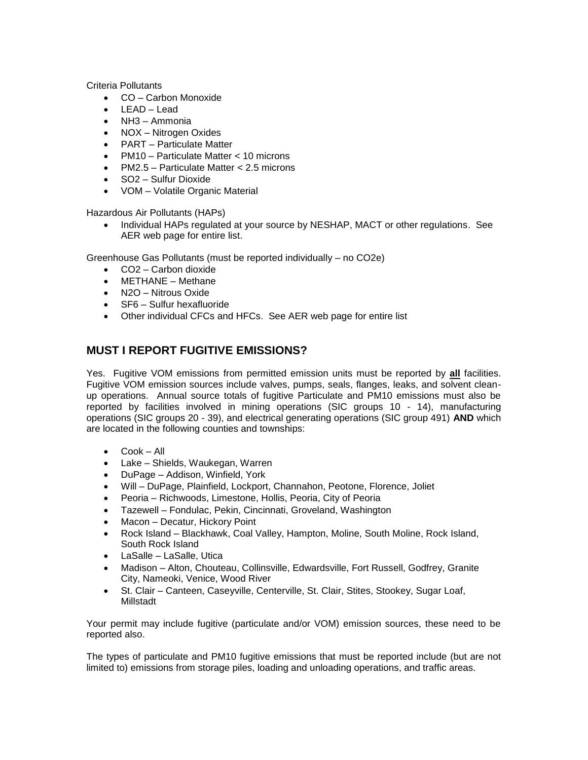Criteria Pollutants

- CO – Carbon Monoxide
- LEAD – Lead
- NH3 – Ammonia
- NOX – Nitrogen Oxides
- PART – Particulate Matter
- PM10 – Particulate Matter < 10 microns
- PM2.5 – Particulate Matter < 2.5 microns
- SO2 – Sulfur Dioxide
- VOM – Volatile Organic Material

Hazardous Air Pollutants (HAPs)

- Individual HAPs regulated at your source by NESHAP, MACT or other regulations. See AER web page for entire list.

Greenhouse Gas Pollutants (must be reported individually – no CO2e)

- CO2 – Carbon dioxide
- METHANE – Methane
- N2O – Nitrous Oxide
- SF6 – Sulfur hexafluoride
- Other individual CFCs and HFCs. See AER web page for entire list

## MUST I REPORT FUGITIVE EMISSIONS?

Yes. Fugitive VOM emissions from permitted emission units must be reported by **all** facilities. Fugitive VOM emission sources include valves, pumps, seals, flanges, leaks, and solvent clean-up operations. Annual source totals of fugitive Particulate and PM10 emissions must also be reported by facilities involved in mining operations (SIC groups 10 - 14), manufacturing operations (SIC groups 20 - 39), and electrical generating operations (SIC group 491) **AND** which are located in the following counties and townships:

- Cook – All
- Lake – Shields, Waukegan, Warren
- DuPage – Addison, Winfield, York
- Will – DuPage, Plainfield, Lockport, Channahon, Peotone, Florence, Joliet
- Peoria – Richwoods, Limestone, Hollis, Peoria, City of Peoria
- Tazewell – Fondulac, Pekin, Cincinnati, Groveland, Washington
- Macon – Decatur, Hickory Point
- Rock Island – Blackhawk, Coal Valley, Hampton, Moline, South Moline, Rock Island, South Rock Island
- LaSalle – LaSalle, Utica
- Madison – Alton, Chouteau, Collinsville, Edwardsville, Fort Russell, Godfrey, Granite City, Nameoki, Venice, Wood River
- St. Clair – Canteen, Caseyville, Centerville, St. Clair, Stites, Stookey, Sugar Loaf, Millstadt

Your permit may include fugitive (particulate and/or VOM) emission sources, these need to be reported also.

The types of particulate and PM10 fugitive emissions that must be reported include (but are not limited to) emissions from storage piles, loading and unloading operations, and traffic areas.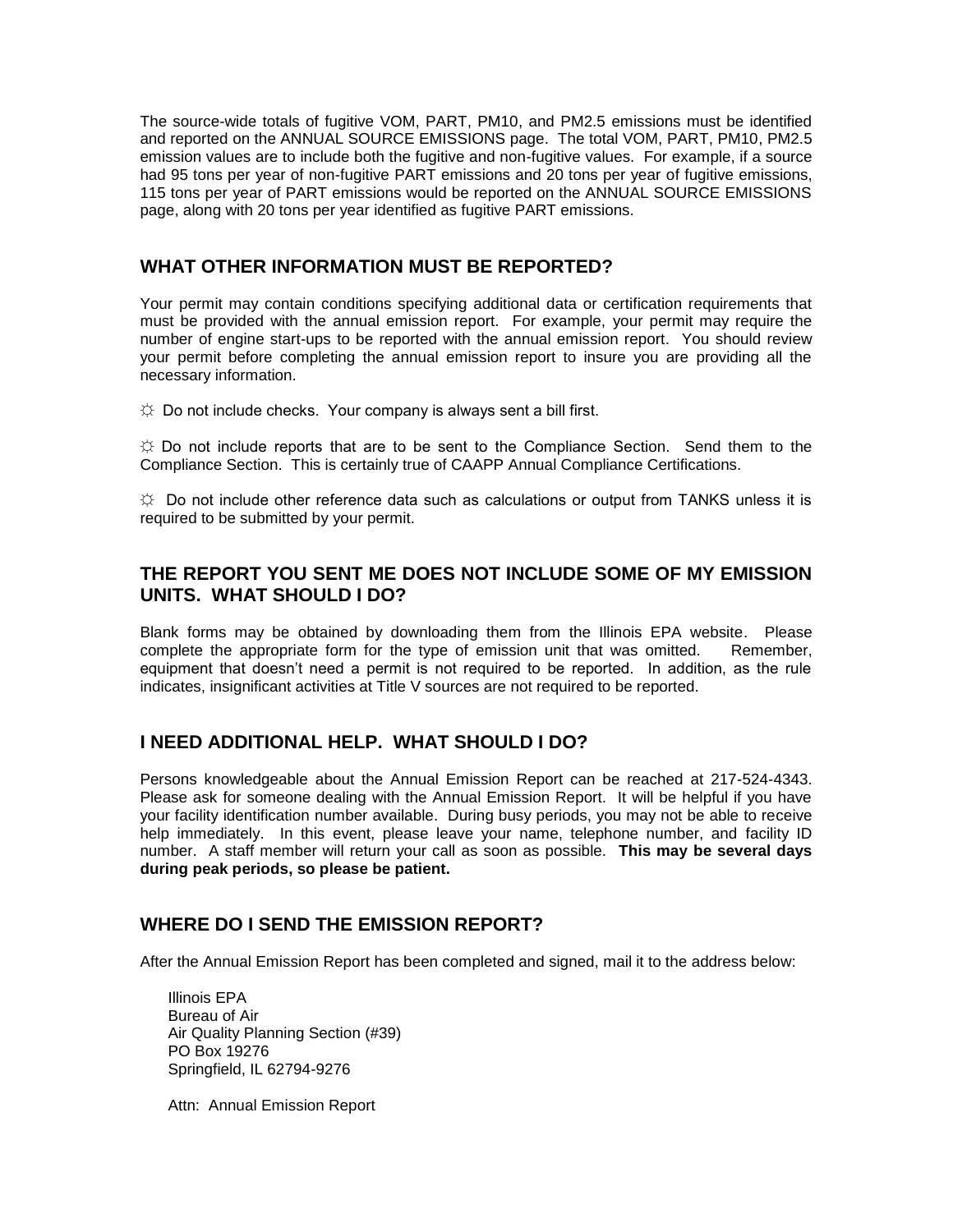The source-wide totals of fugitive VOM, PART, PM10, and PM2.5 emissions must be identified and reported on the ANNUAL SOURCE EMISSIONS page. The total VOM, PART, PM10, PM2.5 emission values are to include both the fugitive and non-fugitive values. For example, if a source had 95 tons per year of non-fugitive PART emissions and 20 tons per year of fugitive emissions, 115 tons per year of PART emissions would be reported on the ANNUAL SOURCE EMISSIONS page, along with 20 tons per year identified as fugitive PART emissions.

## WHAT OTHER INFORMATION MUST BE REPORTED?

Your permit may contain conditions specifying additional data or certification requirements that must be provided with the annual emission report. For example, your permit may require the number of engine start-ups to be reported with the annual emission report. You should review your permit before completing the annual emission report to insure you are providing all the necessary information.

☼ Do not include checks. Your company is always sent a bill first.

☼ Do not include reports that are to be sent to the Compliance Section. Send them to the Compliance Section. This is certainly true of CAAPP Annual Compliance Certifications.

☼ Do not include other reference data such as calculations or output from TANKS unless it is required to be submitted by your permit.

## THE REPORT YOU SENT ME DOES NOT INCLUDE SOME OF MY EMISSION UNITS. WHAT SHOULD I DO?

Blank forms may be obtained by downloading them from the Illinois EPA website. Please complete the appropriate form for the type of emission unit that was omitted. Remember, equipment that doesn't need a permit is not required to be reported. In addition, as the rule indicates, insignificant activities at Title V sources are not required to be reported.

## I NEED ADDITIONAL HELP. WHAT SHOULD I DO?

Persons knowledgeable about the Annual Emission Report can be reached at 217-524-4343. Please ask for someone dealing with the Annual Emission Report. It will be helpful if you have your facility identification number available. During busy periods, you may not be able to receive help immediately. In this event, please leave your name, telephone number, and facility ID number. A staff member will return your call as soon as possible. **This may be several days during peak periods, so please be patient.**

## WHERE DO I SEND THE EMISSION REPORT?

After the Annual Emission Report has been completed and signed, mail it to the address below:

Illinois EPA
Bureau of Air
Air Quality Planning Section (#39)
PO Box 19276
Springfield, IL 62794-9276

Attn: Annual Emission Report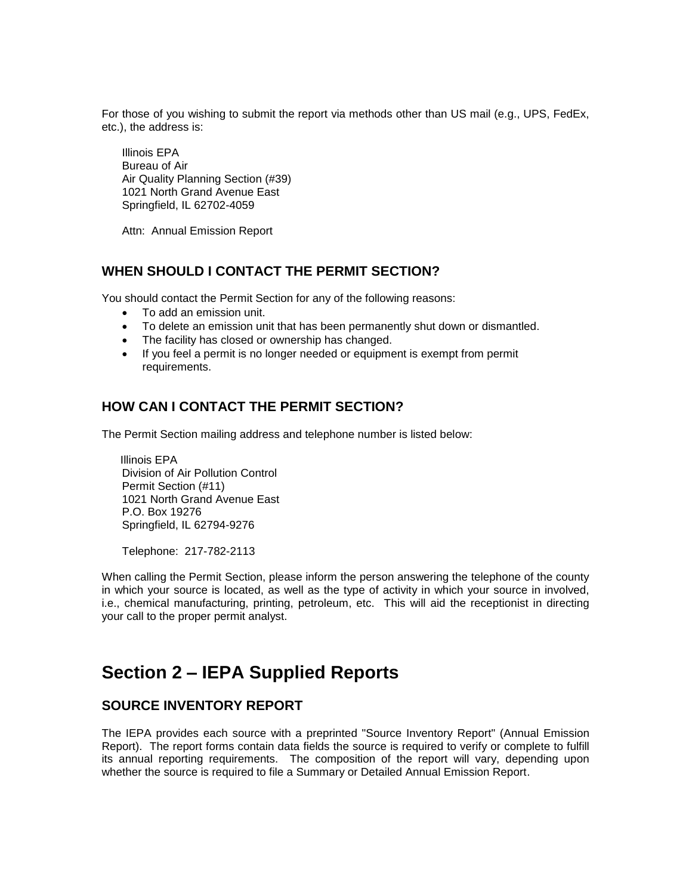For those of you wishing to submit the report via methods other than US mail (e.g., UPS, FedEx, etc.), the address is:

Illinois EPA  
Bureau of Air  
Air Quality Planning Section (#39)  
1021 North Grand Avenue East  
Springfield, IL 62702-4059

Attn: Annual Emission Report

### WHEN SHOULD I CONTACT THE PERMIT SECTION?

You should contact the Permit Section for any of the following reasons:

- To add an emission unit.
- To delete an emission unit that has been permanently shut down or dismantled.
- The facility has closed or ownership has changed.
- If you feel a permit is no longer needed or equipment is exempt from permit requirements.

### HOW CAN I CONTACT THE PERMIT SECTION?

The Permit Section mailing address and telephone number is listed below:

Illinois EPA  
Division of Air Pollution Control  
Permit Section (#11)  
1021 North Grand Avenue East  
P.O. Box 19276  
Springfield, IL 62794-9276

Telephone: 217-782-2113

When calling the Permit Section, please inform the person answering the telephone of the county in which your source is located, as well as the type of activity in which your source in involved, i.e., chemical manufacturing, printing, petroleum, etc. This will aid the receptionist in directing your call to the proper permit analyst.

## Section 2 – IEPA Supplied Reports

### SOURCE INVENTORY REPORT

The IEPA provides each source with a preprinted "Source Inventory Report" (Annual Emission Report). The report forms contain data fields the source is required to verify or complete to fulfill its annual reporting requirements. The composition of the report will vary, depending upon whether the source is required to file a Summary or Detailed Annual Emission Report.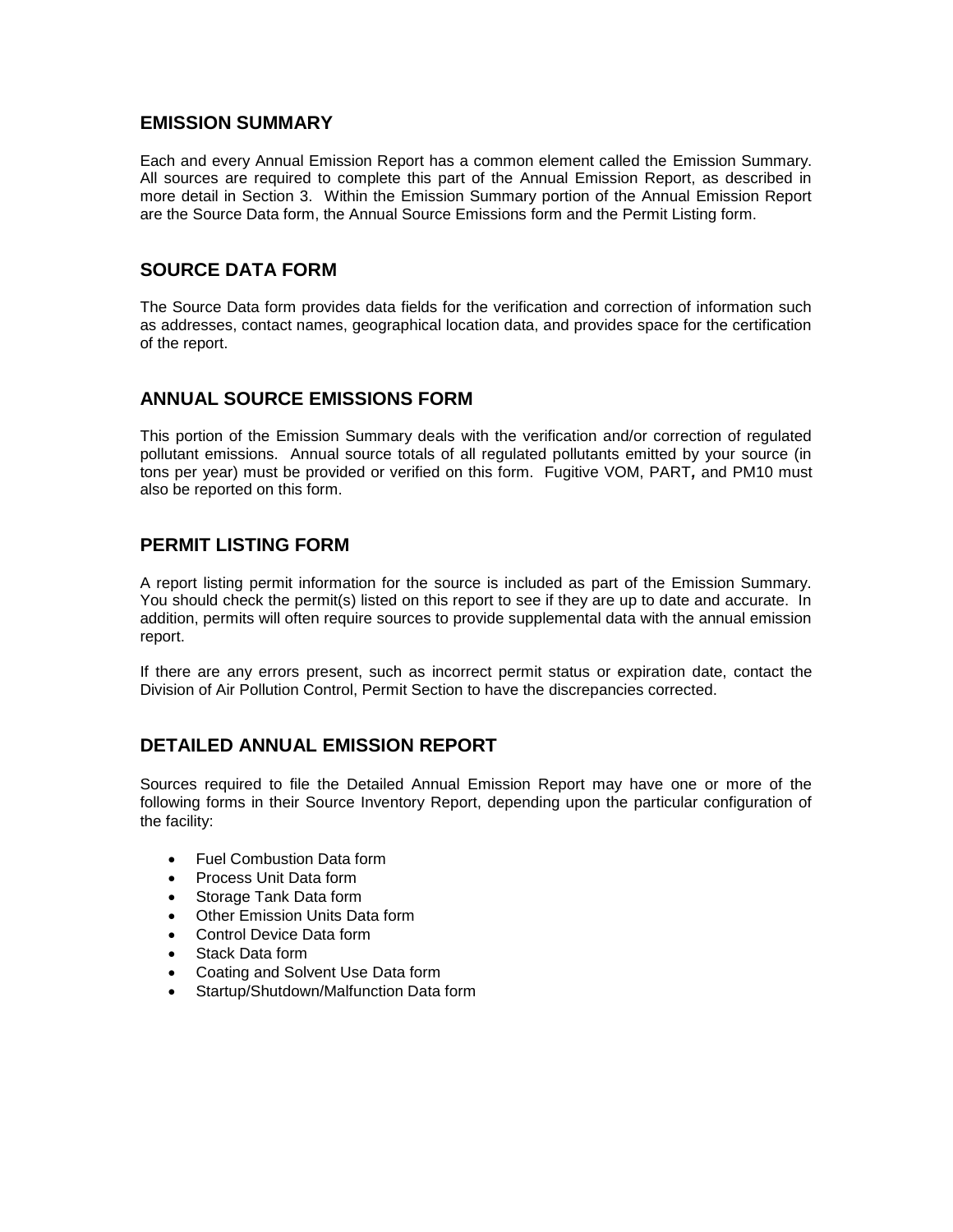## EMISSION SUMMARY

Each and every Annual Emission Report has a common element called the Emission Summary. All sources are required to complete this part of the Annual Emission Report, as described in more detail in Section 3. Within the Emission Summary portion of the Annual Emission Report are the Source Data form, the Annual Source Emissions form and the Permit Listing form.

## SOURCE DATA FORM

The Source Data form provides data fields for the verification and correction of information such as addresses, contact names, geographical location data, and provides space for the certification of the report.

## ANNUAL SOURCE EMISSIONS FORM

This portion of the Emission Summary deals with the verification and/or correction of regulated pollutant emissions. Annual source totals of all regulated pollutants emitted by your source (in tons per year) must be provided or verified on this form. Fugitive VOM, PART**,** and PM10 must also be reported on this form.

## PERMIT LISTING FORM

A report listing permit information for the source is included as part of the Emission Summary. You should check the permit(s) listed on this report to see if they are up to date and accurate. In addition, permits will often require sources to provide supplemental data with the annual emission report.

If there are any errors present, such as incorrect permit status or expiration date, contact the Division of Air Pollution Control, Permit Section to have the discrepancies corrected.

## DETAILED ANNUAL EMISSION REPORT

Sources required to file the Detailed Annual Emission Report may have one or more of the following forms in their Source Inventory Report, depending upon the particular configuration of the facility:

- Fuel Combustion Data form
- Process Unit Data form
- Storage Tank Data form
- Other Emission Units Data form
- Control Device Data form
- Stack Data form
- Coating and Solvent Use Data form
- Startup/Shutdown/Malfunction Data form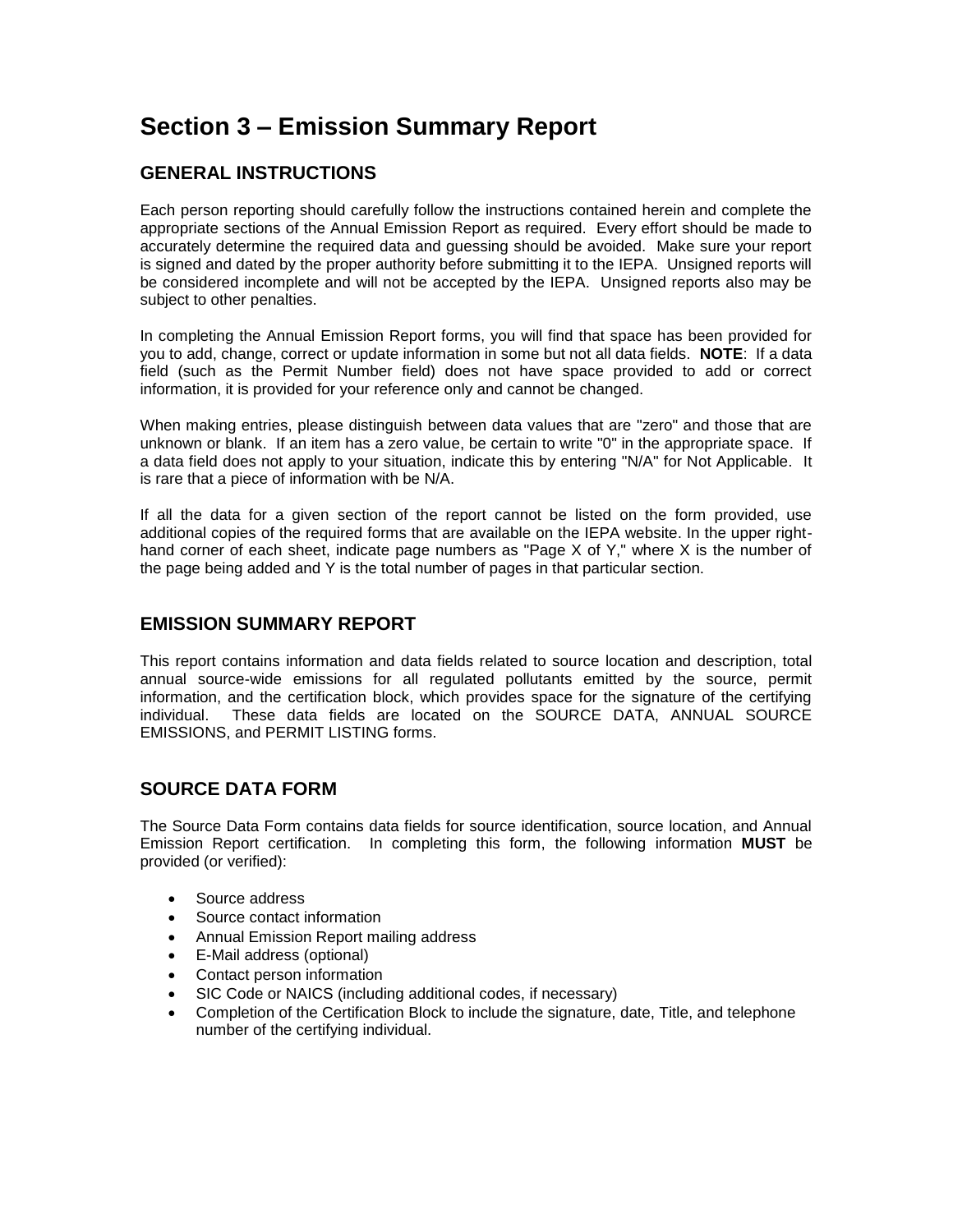# Section 3 – Emission Summary Report

## GENERAL INSTRUCTIONS

Each person reporting should carefully follow the instructions contained herein and complete the appropriate sections of the Annual Emission Report as required. Every effort should be made to accurately determine the required data and guessing should be avoided. Make sure your report is signed and dated by the proper authority before submitting it to the IEPA. Unsigned reports will be considered incomplete and will not be accepted by the IEPA. Unsigned reports also may be subject to other penalties.

In completing the Annual Emission Report forms, you will find that space has been provided for you to add, change, correct or update information in some but not all data fields. **NOTE**: If a data field (such as the Permit Number field) does not have space provided to add or correct information, it is provided for your reference only and cannot be changed.

When making entries, please distinguish between data values that are "zero" and those that are unknown or blank. If an item has a zero value, be certain to write "0" in the appropriate space. If a data field does not apply to your situation, indicate this by entering "N/A" for Not Applicable. It is rare that a piece of information with be N/A.

If all the data for a given section of the report cannot be listed on the form provided, use additional copies of the required forms that are available on the IEPA website. In the upper right-hand corner of each sheet, indicate page numbers as "Page X of Y," where X is the number of the page being added and Y is the total number of pages in that particular section.

## EMISSION SUMMARY REPORT

This report contains information and data fields related to source location and description, total annual source-wide emissions for all regulated pollutants emitted by the source, permit information, and the certification block, which provides space for the signature of the certifying individual. These data fields are located on the SOURCE DATA, ANNUAL SOURCE EMISSIONS, and PERMIT LISTING forms.

## SOURCE DATA FORM

The Source Data Form contains data fields for source identification, source location, and Annual Emission Report certification. In completing this form, the following information **MUST** be provided (or verified):

- Source address
- Source contact information
- Annual Emission Report mailing address
- E-Mail address (optional)
- Contact person information
- SIC Code or NAICS (including additional codes, if necessary)
- Completion of the Certification Block to include the signature, date, Title, and telephone number of the certifying individual.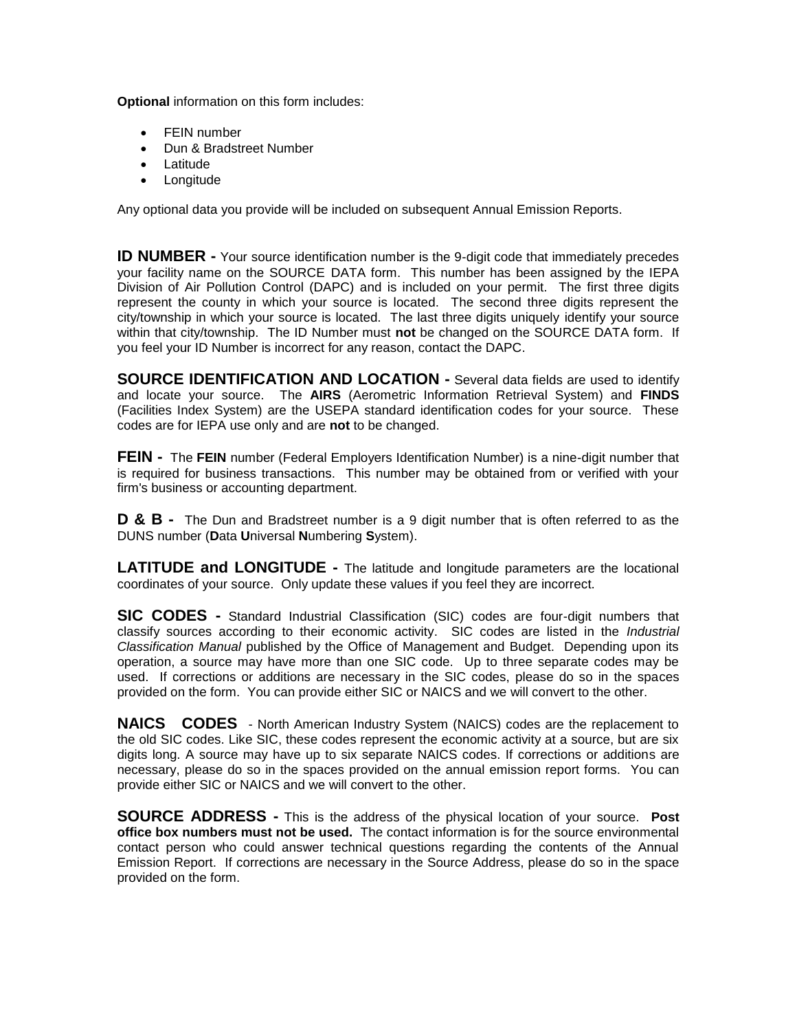**Optional** information on this form includes:

- FEIN number
- Dun & Bradstreet Number
- Latitude
- Longitude

Any optional data you provide will be included on subsequent Annual Emission Reports.

**ID NUMBER -** Your source identification number is the 9-digit code that immediately precedes your facility name on the SOURCE DATA form. This number has been assigned by the IEPA Division of Air Pollution Control (DAPC) and is included on your permit. The first three digits represent the county in which your source is located. The second three digits represent the city/township in which your source is located. The last three digits uniquely identify your source within that city/township. The ID Number must **not** be changed on the SOURCE DATA form. If you feel your ID Number is incorrect for any reason, contact the DAPC.

**SOURCE IDENTIFICATION AND LOCATION -** Several data fields are used to identify and locate your source. The **AIRS** (Aerometric Information Retrieval System) and **FINDS** (Facilities Index System) are the USEPA standard identification codes for your source. These codes are for IEPA use only and are **not** to be changed.

**FEIN -** The **FEIN** number (Federal Employers Identification Number) is a nine-digit number that is required for business transactions. This number may be obtained from or verified with your firm's business or accounting department.

**D & B -** The Dun and Bradstreet number is a 9 digit number that is often referred to as the DUNS number (**D**ata **U**niversal **N**umbering **S**ystem).

**LATITUDE and LONGITUDE -** The latitude and longitude parameters are the locational coordinates of your source. Only update these values if you feel they are incorrect.

**SIC CODES -** Standard Industrial Classification (SIC) codes are four-digit numbers that classify sources according to their economic activity. SIC codes are listed in the *Industrial Classification Manual* published by the Office of Management and Budget. Depending upon its operation, a source may have more than one SIC code. Up to three separate codes may be used. If corrections or additions are necessary in the SIC codes, please do so in the spaces provided on the form. You can provide either SIC or NAICS and we will convert to the other.

**NAICS CODES** - North American Industry System (NAICS) codes are the replacement to the old SIC codes. Like SIC, these codes represent the economic activity at a source, but are six digits long. A source may have up to six separate NAICS codes. If corrections or additions are necessary, please do so in the spaces provided on the annual emission report forms. You can provide either SIC or NAICS and we will convert to the other.

**SOURCE ADDRESS -** This is the address of the physical location of your source. **Post office box numbers must not be used.** The contact information is for the source environmental contact person who could answer technical questions regarding the contents of the Annual Emission Report. If corrections are necessary in the Source Address, please do so in the space provided on the form.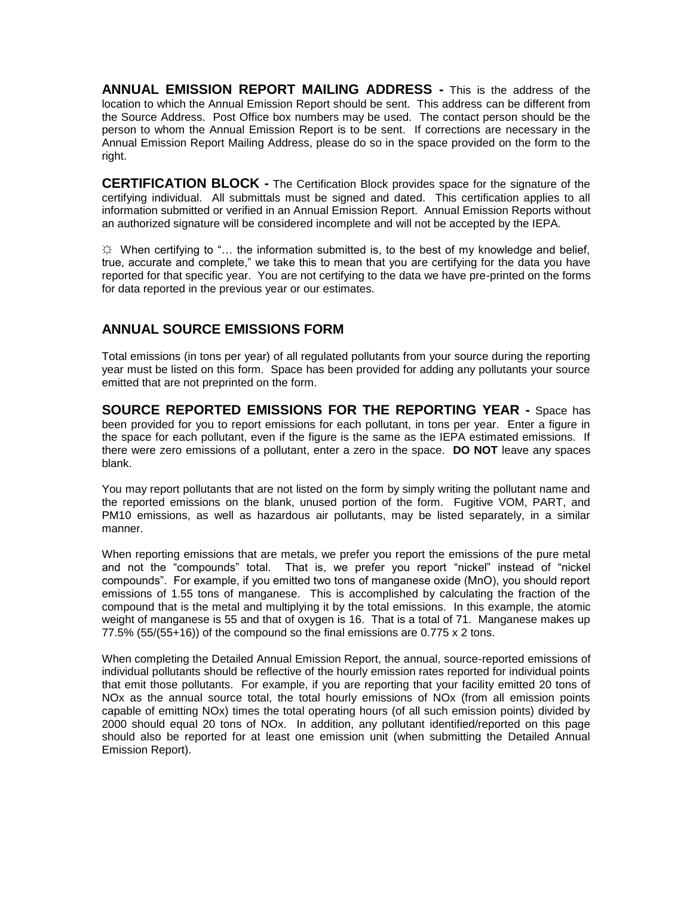**ANNUAL EMISSION REPORT MAILING ADDRESS -** This is the address of the location to which the Annual Emission Report should be sent. This address can be different from the Source Address. Post Office box numbers may be used. The contact person should be the person to whom the Annual Emission Report is to be sent. If corrections are necessary in the Annual Emission Report Mailing Address, please do so in the space provided on the form to the right.

**CERTIFICATION BLOCK -** The Certification Block provides space for the signature of the certifying individual. All submittals must be signed and dated. This certification applies to all information submitted or verified in an Annual Emission Report. Annual Emission Reports without an authorized signature will be considered incomplete and will not be accepted by the IEPA.

☼ When certifying to "… the information submitted is, to the best of my knowledge and belief, true, accurate and complete," we take this to mean that you are certifying for the data you have reported for that specific year. You are not certifying to the data we have pre-printed on the forms for data reported in the previous year or our estimates.

## ANNUAL SOURCE EMISSIONS FORM

Total emissions (in tons per year) of all regulated pollutants from your source during the reporting year must be listed on this form. Space has been provided for adding any pollutants your source emitted that are not preprinted on the form.

**SOURCE REPORTED EMISSIONS FOR THE REPORTING YEAR -** Space has been provided for you to report emissions for each pollutant, in tons per year. Enter a figure in the space for each pollutant, even if the figure is the same as the IEPA estimated emissions. If there were zero emissions of a pollutant, enter a zero in the space. **DO NOT** leave any spaces blank.

You may report pollutants that are not listed on the form by simply writing the pollutant name and the reported emissions on the blank, unused portion of the form. Fugitive VOM, PART, and PM10 emissions, as well as hazardous air pollutants, may be listed separately, in a similar manner.

When reporting emissions that are metals, we prefer you report the emissions of the pure metal and not the "compounds" total. That is, we prefer you report "nickel" instead of "nickel compounds". For example, if you emitted two tons of manganese oxide (MnO), you should report emissions of 1.55 tons of manganese. This is accomplished by calculating the fraction of the compound that is the metal and multiplying it by the total emissions. In this example, the atomic weight of manganese is 55 and that of oxygen is 16. That is a total of 71. Manganese makes up 77.5% (55/(55+16)) of the compound so the final emissions are 0.775 x 2 tons.

When completing the Detailed Annual Emission Report, the annual, source-reported emissions of individual pollutants should be reflective of the hourly emission rates reported for individual points that emit those pollutants. For example, if you are reporting that your facility emitted 20 tons of NOx as the annual source total, the total hourly emissions of NOx (from all emission points capable of emitting NOx) times the total operating hours (of all such emission points) divided by 2000 should equal 20 tons of NOx. In addition, any pollutant identified/reported on this page should also be reported for at least one emission unit (when submitting the Detailed Annual Emission Report).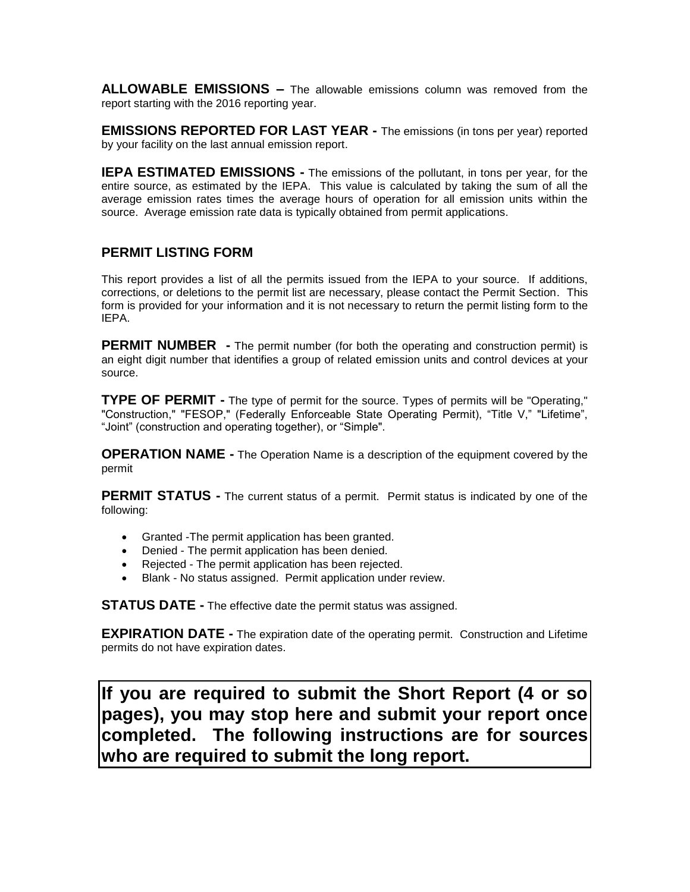**ALLOWABLE EMISSIONS –** The allowable emissions column was removed from the report starting with the 2016 reporting year.

**EMISSIONS REPORTED FOR LAST YEAR -** The emissions (in tons per year) reported by your facility on the last annual emission report.

**IEPA ESTIMATED EMISSIONS -** The emissions of the pollutant, in tons per year, for the entire source, as estimated by the IEPA. This value is calculated by taking the sum of all the average emission rates times the average hours of operation for all emission units within the source. Average emission rate data is typically obtained from permit applications.

## PERMIT LISTING FORM

This report provides a list of all the permits issued from the IEPA to your source. If additions, corrections, or deletions to the permit list are necessary, please contact the Permit Section. This form is provided for your information and it is not necessary to return the permit listing form to the IEPA.

**PERMIT NUMBER -** The permit number (for both the operating and construction permit) is an eight digit number that identifies a group of related emission units and control devices at your source.

**TYPE OF PERMIT -** The type of permit for the source. Types of permits will be "Operating," "Construction," "FESOP," (Federally Enforceable State Operating Permit), "Title V," "Lifetime", "Joint" (construction and operating together), or "Simple".

**OPERATION NAME -** The Operation Name is a description of the equipment covered by the permit

**PERMIT STATUS -** The current status of a permit. Permit status is indicated by one of the following:

- Granted -The permit application has been granted.
- Denied - The permit application has been denied.
- Rejected - The permit application has been rejected.
- Blank - No status assigned. Permit application under review.

**STATUS DATE -** The effective date the permit status was assigned.

**EXPIRATION DATE -** The expiration date of the operating permit. Construction and Lifetime permits do not have expiration dates.

**If you are required to submit the Short Report (4 or so pages), you may stop here and submit your report once completed. The following instructions are for sources who are required to submit the long report.**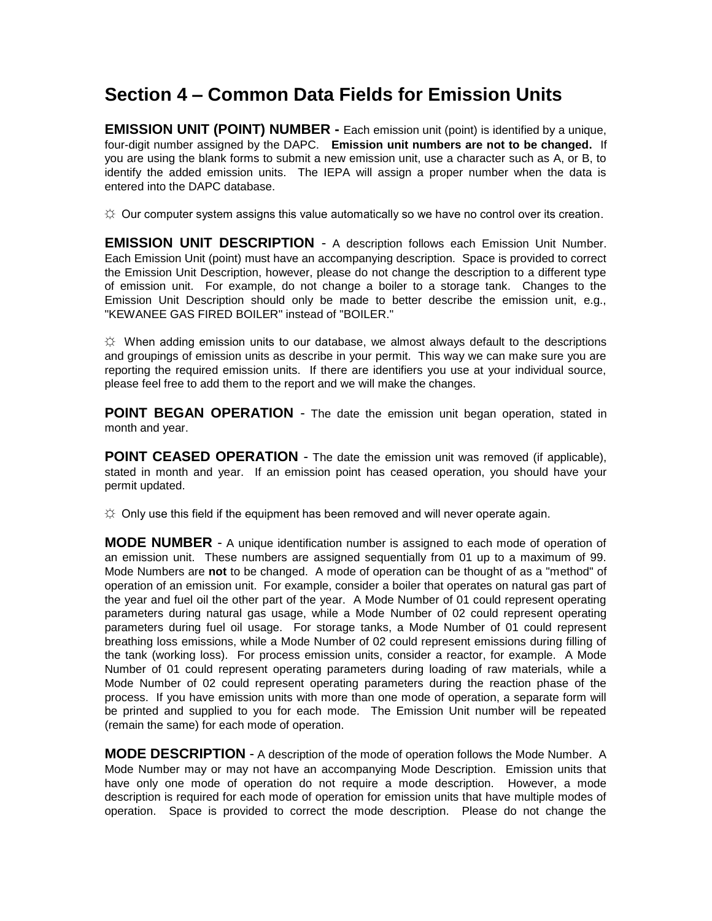# Section 4 – Common Data Fields for Emission Units

**EMISSION UNIT (POINT) NUMBER -** Each emission unit (point) is identified by a unique, four-digit number assigned by the DAPC. **Emission unit numbers are not to be changed.** If you are using the blank forms to submit a new emission unit, use a character such as A, or B, to identify the added emission units. The IEPA will assign a proper number when the data is entered into the DAPC database.

☼ Our computer system assigns this value automatically so we have no control over its creation.

**EMISSION UNIT DESCRIPTION** - A description follows each Emission Unit Number. Each Emission Unit (point) must have an accompanying description. Space is provided to correct the Emission Unit Description, however, please do not change the description to a different type of emission unit. For example, do not change a boiler to a storage tank. Changes to the Emission Unit Description should only be made to better describe the emission unit, e.g., "KEWANEE GAS FIRED BOILER" instead of "BOILER."

☼ When adding emission units to our database, we almost always default to the descriptions and groupings of emission units as describe in your permit. This way we can make sure you are reporting the required emission units. If there are identifiers you use at your individual source, please feel free to add them to the report and we will make the changes.

**POINT BEGAN OPERATION** - The date the emission unit began operation, stated in month and year.

**POINT CEASED OPERATION** - The date the emission unit was removed (if applicable), stated in month and year. If an emission point has ceased operation, you should have your permit updated.

☼ Only use this field if the equipment has been removed and will never operate again.

**MODE NUMBER** - A unique identification number is assigned to each mode of operation of an emission unit. These numbers are assigned sequentially from 01 up to a maximum of 99. Mode Numbers are **not** to be changed. A mode of operation can be thought of as a "method" of operation of an emission unit. For example, consider a boiler that operates on natural gas part of the year and fuel oil the other part of the year. A Mode Number of 01 could represent operating parameters during natural gas usage, while a Mode Number of 02 could represent operating parameters during fuel oil usage. For storage tanks, a Mode Number of 01 could represent breathing loss emissions, while a Mode Number of 02 could represent emissions during filling of the tank (working loss). For process emission units, consider a reactor, for example. A Mode Number of 01 could represent operating parameters during loading of raw materials, while a Mode Number of 02 could represent operating parameters during the reaction phase of the process. If you have emission units with more than one mode of operation, a separate form will be printed and supplied to you for each mode. The Emission Unit number will be repeated (remain the same) for each mode of operation.

**MODE DESCRIPTION** - A description of the mode of operation follows the Mode Number. A Mode Number may or may not have an accompanying Mode Description. Emission units that have only one mode of operation do not require a mode description. However, a mode description is required for each mode of operation for emission units that have multiple modes of operation. Space is provided to correct the mode description. Please do not change the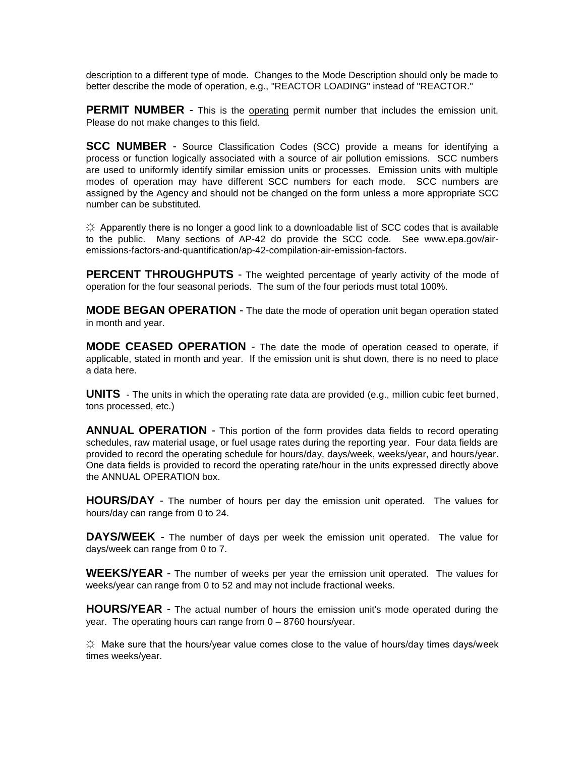description to a different type of mode. Changes to the Mode Description should only be made to better describe the mode of operation, e.g., "REACTOR LOADING" instead of "REACTOR."

**PERMIT NUMBER** - This is the <u>operating</u> permit number that includes the emission unit. Please do not make changes to this field.

**SCC NUMBER** - Source Classification Codes (SCC) provide a means for identifying a process or function logically associated with a source of air pollution emissions. SCC numbers are used to uniformly identify similar emission units or processes. Emission units with multiple modes of operation may have different SCC numbers for each mode. SCC numbers are assigned by the Agency and should not be changed on the form unless a more appropriate SCC number can be substituted.

☼ Apparently there is no longer a good link to a downloadable list of SCC codes that is available to the public. Many sections of AP-42 do provide the SCC code. See www.epa.gov/air-emissions-factors-and-quantification/ap-42-compilation-air-emission-factors.

**PERCENT THROUGHPUTS** - The weighted percentage of yearly activity of the mode of operation for the four seasonal periods. The sum of the four periods must total 100%.

**MODE BEGAN OPERATION** - The date the mode of operation unit began operation stated in month and year.

**MODE CEASED OPERATION** - The date the mode of operation ceased to operate, if applicable, stated in month and year. If the emission unit is shut down, there is no need to place a data here.

**UNITS** - The units in which the operating rate data are provided (e.g., million cubic feet burned, tons processed, etc.)

**ANNUAL OPERATION** - This portion of the form provides data fields to record operating schedules, raw material usage, or fuel usage rates during the reporting year. Four data fields are provided to record the operating schedule for hours/day, days/week, weeks/year, and hours/year. One data fields is provided to record the operating rate/hour in the units expressed directly above the ANNUAL OPERATION box.

**HOURS/DAY** - The number of hours per day the emission unit operated. The values for hours/day can range from 0 to 24.

**DAYS/WEEK** - The number of days per week the emission unit operated. The value for days/week can range from 0 to 7.

**WEEKS/YEAR** - The number of weeks per year the emission unit operated. The values for weeks/year can range from 0 to 52 and may not include fractional weeks.

**HOURS/YEAR** - The actual number of hours the emission unit's mode operated during the year. The operating hours can range from 0 – 8760 hours/year.

☼ Make sure that the hours/year value comes close to the value of hours/day times days/week times weeks/year.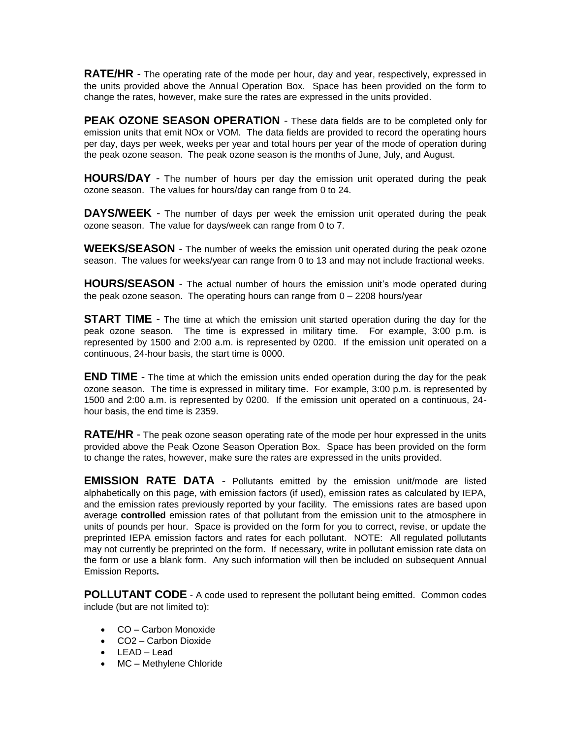**RATE/HR** - The operating rate of the mode per hour, day and year, respectively, expressed in the units provided above the Annual Operation Box. Space has been provided on the form to change the rates, however, make sure the rates are expressed in the units provided.

**PEAK OZONE SEASON OPERATION** - These data fields are to be completed only for emission units that emit NOx or VOM. The data fields are provided to record the operating hours per day, days per week, weeks per year and total hours per year of the mode of operation during the peak ozone season. The peak ozone season is the months of June, July, and August.

**HOURS/DAY** - The number of hours per day the emission unit operated during the peak ozone season. The values for hours/day can range from 0 to 24.

**DAYS/WEEK** - The number of days per week the emission unit operated during the peak ozone season. The value for days/week can range from 0 to 7.

**WEEKS/SEASON** - The number of weeks the emission unit operated during the peak ozone season. The values for weeks/year can range from 0 to 13 and may not include fractional weeks.

**HOURS/SEASON** - The actual number of hours the emission unit's mode operated during the peak ozone season. The operating hours can range from 0 – 2208 hours/year

**START TIME** - The time at which the emission unit started operation during the day for the peak ozone season. The time is expressed in military time. For example, 3:00 p.m. is represented by 1500 and 2:00 a.m. is represented by 0200. If the emission unit operated on a continuous, 24-hour basis, the start time is 0000.

**END TIME** - The time at which the emission units ended operation during the day for the peak ozone season. The time is expressed in military time. For example, 3:00 p.m. is represented by 1500 and 2:00 a.m. is represented by 0200. If the emission unit operated on a continuous, 24-hour basis, the end time is 2359.

**RATE/HR** - The peak ozone season operating rate of the mode per hour expressed in the units provided above the Peak Ozone Season Operation Box. Space has been provided on the form to change the rates, however, make sure the rates are expressed in the units provided.

**EMISSION RATE DATA** - Pollutants emitted by the emission unit/mode are listed alphabetically on this page, with emission factors (if used), emission rates as calculated by IEPA, and the emission rates previously reported by your facility. The emissions rates are based upon average **controlled** emission rates of that pollutant from the emission unit to the atmosphere in units of pounds per hour. Space is provided on the form for you to correct, revise, or update the preprinted IEPA emission factors and rates for each pollutant. NOTE: All regulated pollutants may not currently be preprinted on the form. If necessary, write in pollutant emission rate data on the form or use a blank form. Any such information will then be included on subsequent Annual Emission Reports***.***

**POLLUTANT CODE** - A code used to represent the pollutant being emitted. Common codes include (but are not limited to):

- CO – Carbon Monoxide
- CO2 – Carbon Dioxide
- LEAD – Lead
- MC – Methylene Chloride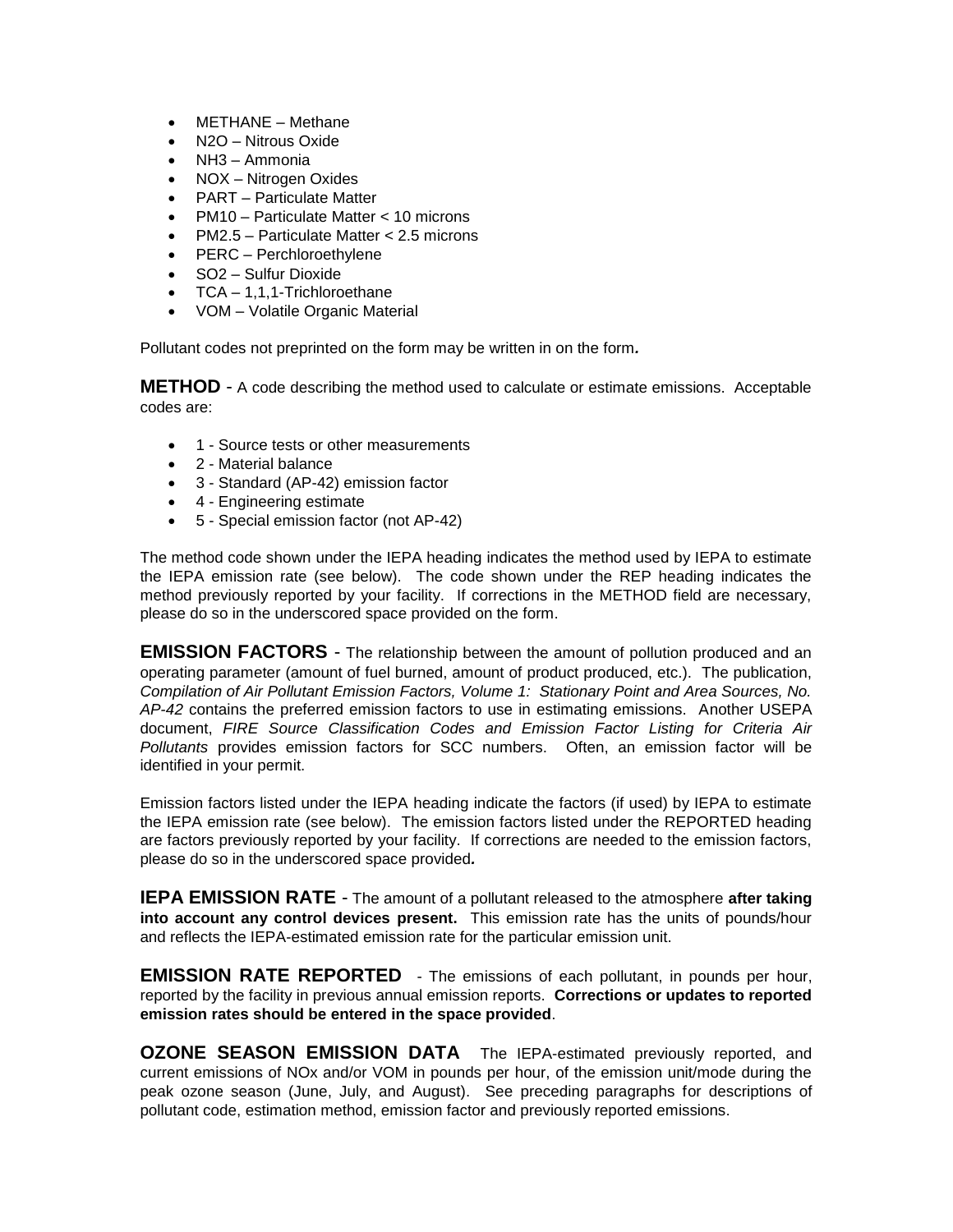- METHANE – Methane
- N2O – Nitrous Oxide
- NH3 – Ammonia
- NOX – Nitrogen Oxides
- PART – Particulate Matter
- PM10 – Particulate Matter < 10 microns
- PM2.5 – Particulate Matter < 2.5 microns
- PERC – Perchloroethylene
- SO2 – Sulfur Dioxide
- TCA – 1,1,1-Trichloroethane
- VOM – Volatile Organic Material

Pollutant codes not preprinted on the form may be written in on the form***.***

**METHOD** - A code describing the method used to calculate or estimate emissions. Acceptable codes are:

- 1 - Source tests or other measurements
- 2 - Material balance
- 3 - Standard (AP-42) emission factor
- 4 - Engineering estimate
- 5 - Special emission factor (not AP-42)

The method code shown under the IEPA heading indicates the method used by IEPA to estimate the IEPA emission rate (see below). The code shown under the REP heading indicates the method previously reported by your facility. If corrections in the METHOD field are necessary, please do so in the underscored space provided on the form.

**EMISSION FACTORS** - The relationship between the amount of pollution produced and an operating parameter (amount of fuel burned, amount of product produced, etc.). The publication, *Compilation of Air Pollutant Emission Factors, Volume 1: Stationary Point and Area Sources, No. AP-42* contains the preferred emission factors to use in estimating emissions. Another USEPA document, *FIRE Source Classification Codes and Emission Factor Listing for Criteria Air Pollutants* provides emission factors for SCC numbers. Often, an emission factor will be identified in your permit.

Emission factors listed under the IEPA heading indicate the factors (if used) by IEPA to estimate the IEPA emission rate (see below). The emission factors listed under the REPORTED heading are factors previously reported by your facility. If corrections are needed to the emission factors, please do so in the underscored space provided***.***

**IEPA EMISSION RATE** - The amount of a pollutant released to the atmosphere **after taking into account any control devices present.** This emission rate has the units of pounds/hour and reflects the IEPA-estimated emission rate for the particular emission unit.

**EMISSION RATE REPORTED** - The emissions of each pollutant, in pounds per hour, reported by the facility in previous annual emission reports. **Corrections or updates to reported emission rates should be entered in the space provided**.

**OZONE SEASON EMISSION DATA** The IEPA-estimated previously reported, and current emissions of NOx and/or VOM in pounds per hour, of the emission unit/mode during the peak ozone season (June, July, and August). See preceding paragraphs for descriptions of pollutant code, estimation method, emission factor and previously reported emissions.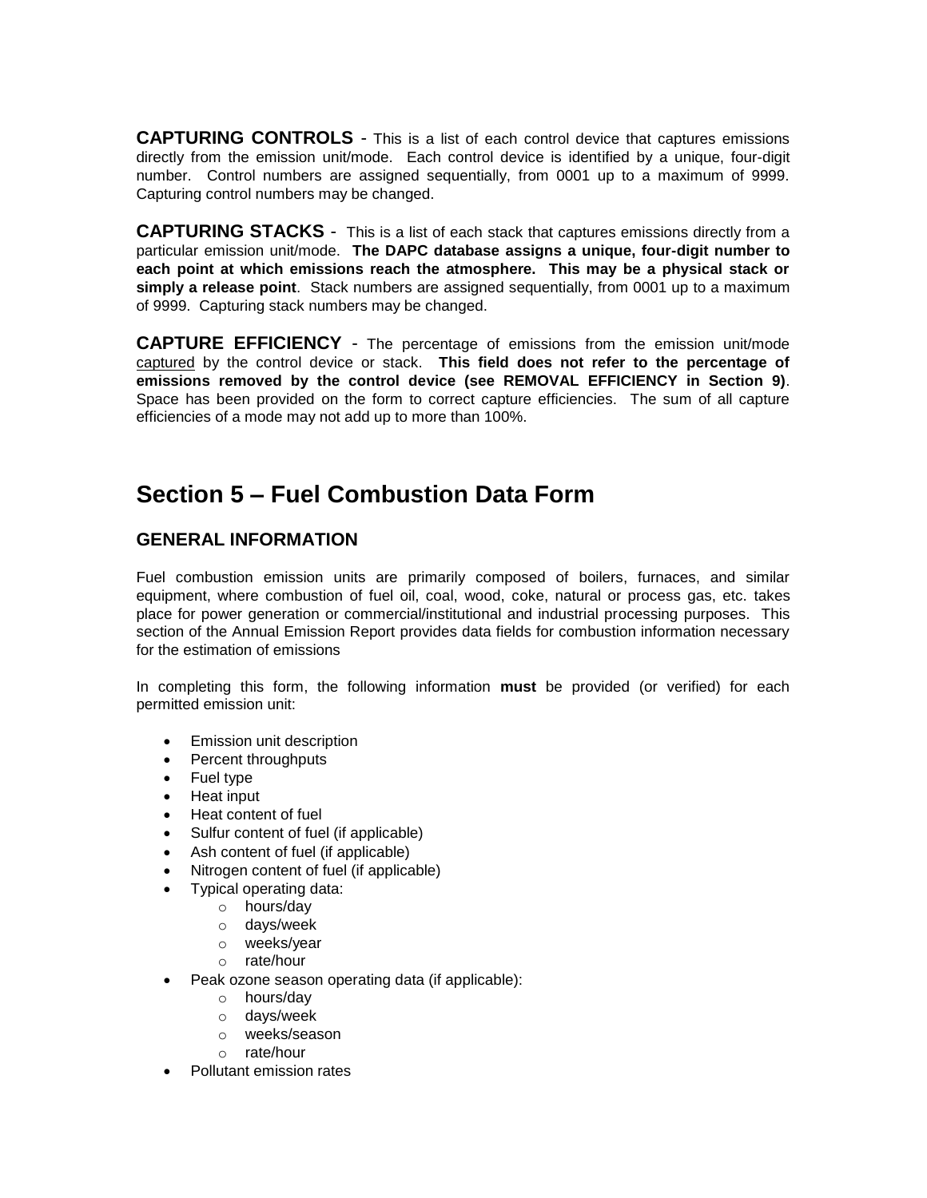**CAPTURING CONTROLS** - This is a list of each control device that captures emissions directly from the emission unit/mode. Each control device is identified by a unique, four-digit number. Control numbers are assigned sequentially, from 0001 up to a maximum of 9999. Capturing control numbers may be changed.

**CAPTURING STACKS** - This is a list of each stack that captures emissions directly from a particular emission unit/mode. **The DAPC database assigns a unique, four-digit number to each point at which emissions reach the atmosphere. This may be a physical stack or simply a release point**. Stack numbers are assigned sequentially, from 0001 up to a maximum of 9999. Capturing stack numbers may be changed.

**CAPTURE EFFICIENCY** - The percentage of emissions from the emission unit/mode captured by the control device or stack. **This field does not refer to the percentage of emissions removed by the control device (see REMOVAL EFFICIENCY in Section 9)**. Space has been provided on the form to correct capture efficiencies. The sum of all capture efficiencies of a mode may not add up to more than 100%.

# Section 5 – Fuel Combustion Data Form

## GENERAL INFORMATION

Fuel combustion emission units are primarily composed of boilers, furnaces, and similar equipment, where combustion of fuel oil, coal, wood, coke, natural or process gas, etc. takes place for power generation or commercial/institutional and industrial processing purposes. This section of the Annual Emission Report provides data fields for combustion information necessary for the estimation of emissions

In completing this form, the following information **must** be provided (or verified) for each permitted emission unit:

- Emission unit description
- Percent throughputs
- Fuel type
- Heat input
- Heat content of fuel
- Sulfur content of fuel (if applicable)
- Ash content of fuel (if applicable)
- Nitrogen content of fuel (if applicable)
- Typical operating data:
  - hours/day
  - days/week
  - weeks/year
  - rate/hour
- Peak ozone season operating data (if applicable):
  - hours/day
  - days/week
  - weeks/season
  - rate/hour
- Pollutant emission rates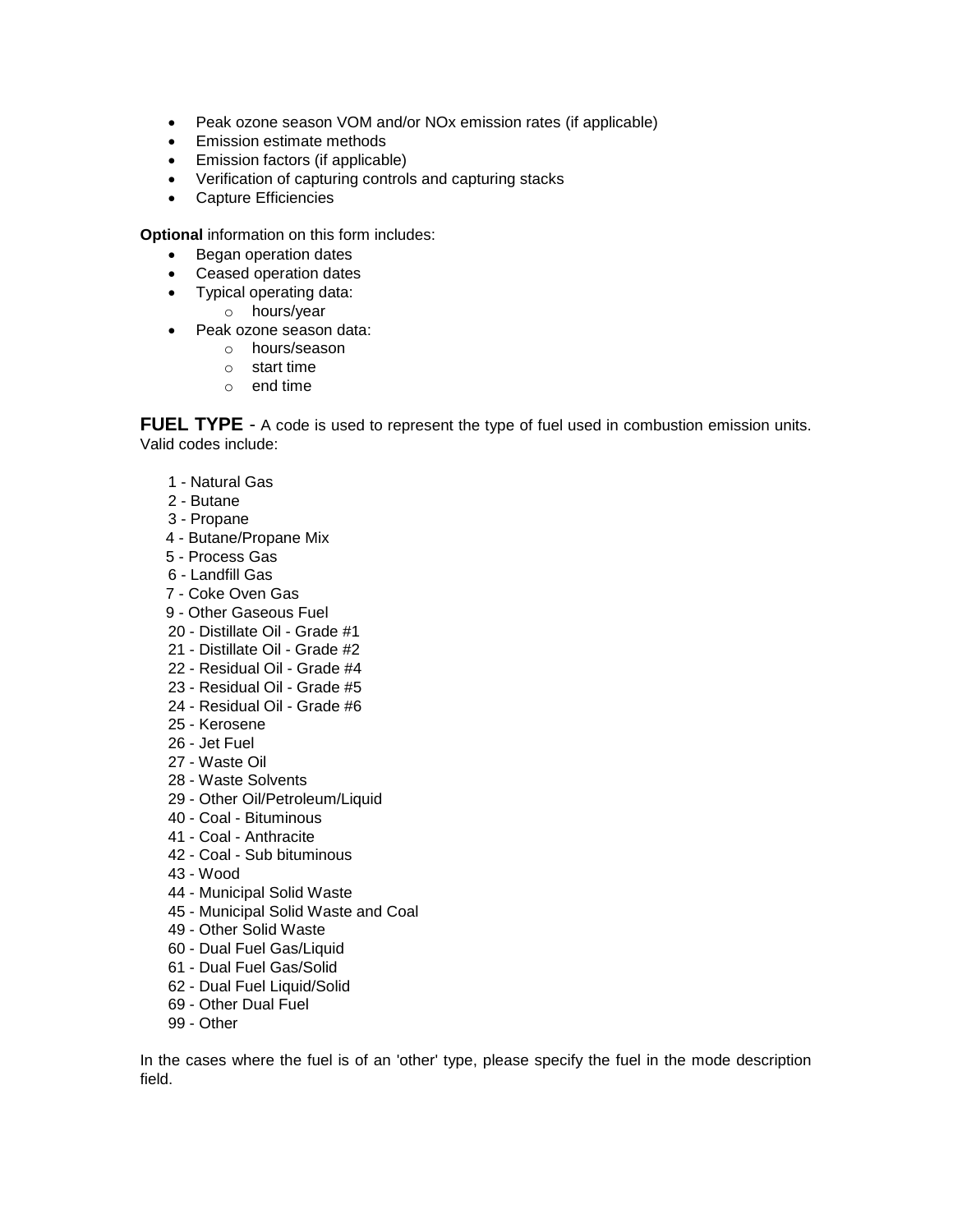- Peak ozone season VOM and/or NOx emission rates (if applicable)
- Emission estimate methods
- Emission factors (if applicable)
- Verification of capturing controls and capturing stacks
- Capture Efficiencies

**Optional** information on this form includes:

- Began operation dates
- Ceased operation dates
- Typical operating data:
    - hours/year
- Peak ozone season data:
    - hours/season
    - start time
    - end time

**FUEL TYPE** - A code is used to represent the type of fuel used in combustion emission units. Valid codes include:

1 - Natural Gas
2 - Butane
3 - Propane
4 - Butane/Propane Mix
5 - Process Gas
6 - Landfill Gas
7 - Coke Oven Gas
9 - Other Gaseous Fuel
20 - Distillate Oil - Grade #1
21 - Distillate Oil - Grade #2
22 - Residual Oil - Grade #4
23 - Residual Oil - Grade #5
24 - Residual Oil - Grade #6
25 - Kerosene
26 - Jet Fuel
27 - Waste Oil
28 - Waste Solvents
29 - Other Oil/Petroleum/Liquid
40 - Coal - Bituminous
41 - Coal - Anthracite
42 - Coal - Sub bituminous
43 - Wood
44 - Municipal Solid Waste
45 - Municipal Solid Waste and Coal
49 - Other Solid Waste
60 - Dual Fuel Gas/Liquid
61 - Dual Fuel Gas/Solid
62 - Dual Fuel Liquid/Solid
69 - Other Dual Fuel
99 - Other

In the cases where the fuel is of an 'other' type, please specify the fuel in the mode description field.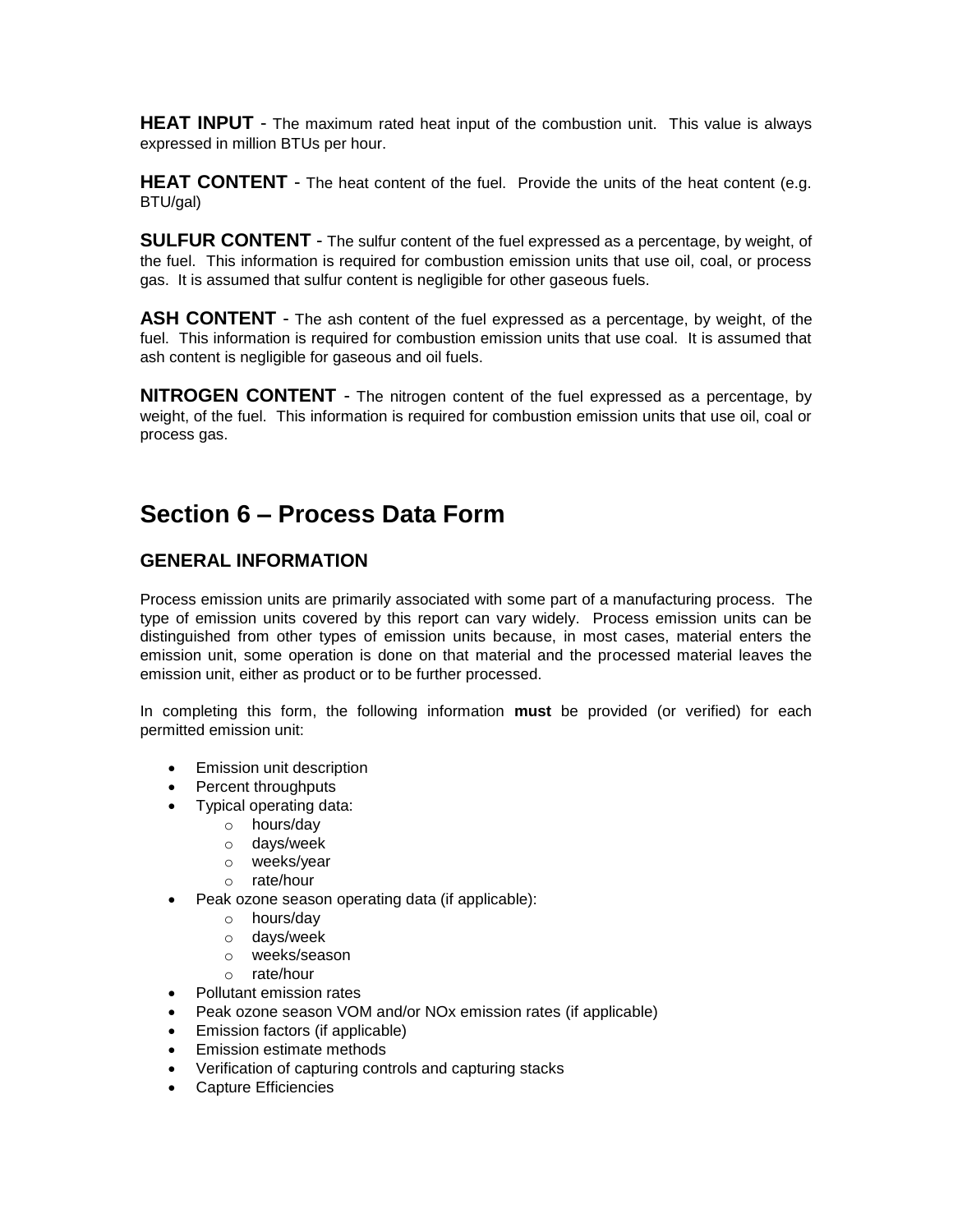**HEAT INPUT** - The maximum rated heat input of the combustion unit. This value is always expressed in million BTUs per hour.

**HEAT CONTENT** - The heat content of the fuel. Provide the units of the heat content (e.g. BTU/gal)

**SULFUR CONTENT** - The sulfur content of the fuel expressed as a percentage, by weight, of the fuel. This information is required for combustion emission units that use oil, coal, or process gas. It is assumed that sulfur content is negligible for other gaseous fuels.

**ASH CONTENT** - The ash content of the fuel expressed as a percentage, by weight, of the fuel. This information is required for combustion emission units that use coal. It is assumed that ash content is negligible for gaseous and oil fuels.

**NITROGEN CONTENT** - The nitrogen content of the fuel expressed as a percentage, by weight, of the fuel. This information is required for combustion emission units that use oil, coal or process gas.

# Section 6 – Process Data Form

## GENERAL INFORMATION

Process emission units are primarily associated with some part of a manufacturing process. The type of emission units covered by this report can vary widely. Process emission units can be distinguished from other types of emission units because, in most cases, material enters the emission unit, some operation is done on that material and the processed material leaves the emission unit, either as product or to be further processed.

In completing this form, the following information **must** be provided (or verified) for each permitted emission unit:

- Emission unit description
- Percent throughputs
- Typical operating data:
  - hours/day
  - days/week
  - weeks/year
  - rate/hour
- Peak ozone season operating data (if applicable):
  - hours/day
  - days/week
  - weeks/season
  - rate/hour
- Pollutant emission rates
- Peak ozone season VOM and/or NOx emission rates (if applicable)
- Emission factors (if applicable)
- Emission estimate methods
- Verification of capturing controls and capturing stacks
- Capture Efficiencies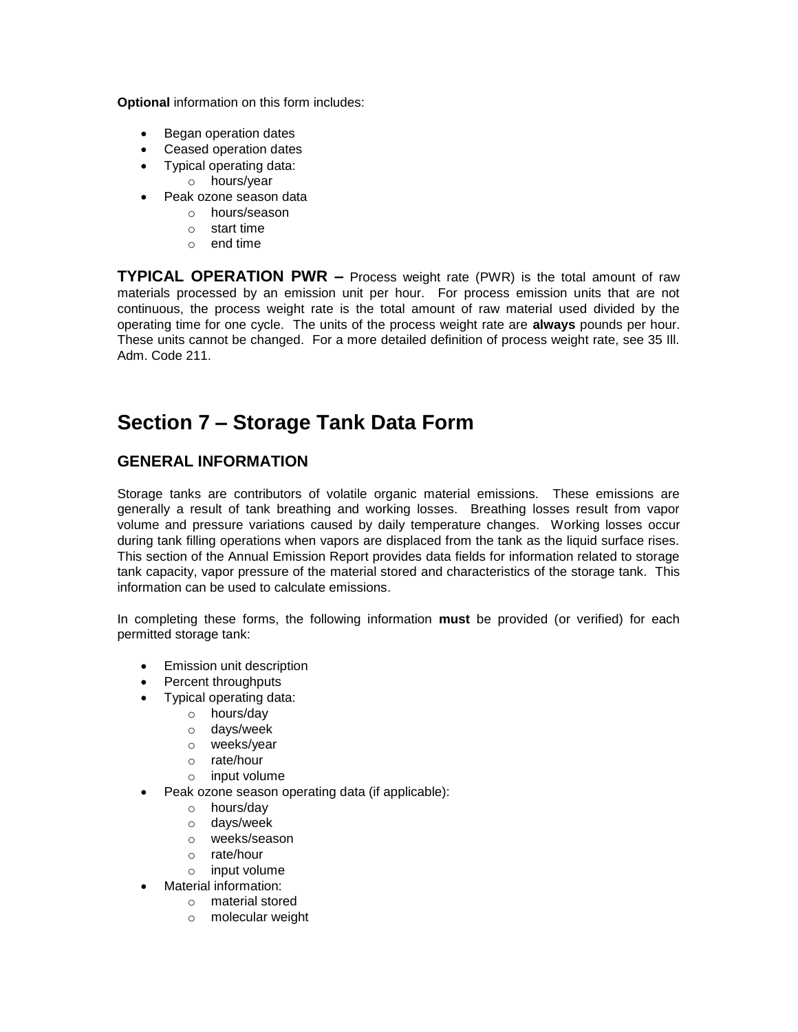**Optional** information on this form includes:

- Began operation dates
- Ceased operation dates
- Typical operating data:
    - hours/year
- Peak ozone season data
    - hours/season
    - start time
    - end time

**TYPICAL OPERATION PWR –** Process weight rate (PWR) is the total amount of raw materials processed by an emission unit per hour. For process emission units that are not continuous, the process weight rate is the total amount of raw material used divided by the operating time for one cycle. The units of the process weight rate are **always** pounds per hour. These units cannot be changed. For a more detailed definition of process weight rate, see 35 Ill. Adm. Code 211.

# Section 7 – Storage Tank Data Form

## GENERAL INFORMATION

Storage tanks are contributors of volatile organic material emissions. These emissions are generally a result of tank breathing and working losses. Breathing losses result from vapor volume and pressure variations caused by daily temperature changes. Working losses occur during tank filling operations when vapors are displaced from the tank as the liquid surface rises. This section of the Annual Emission Report provides data fields for information related to storage tank capacity, vapor pressure of the material stored and characteristics of the storage tank. This information can be used to calculate emissions.

In completing these forms, the following information **must** be provided (or verified) for each permitted storage tank:

- Emission unit description
- Percent throughputs
- Typical operating data:
    - hours/day
    - days/week
    - weeks/year
    - rate/hour
    - input volume
- Peak ozone season operating data (if applicable):
    - hours/day
    - days/week
    - weeks/season
    - rate/hour
    - input volume
- Material information:
    - material stored
    - molecular weight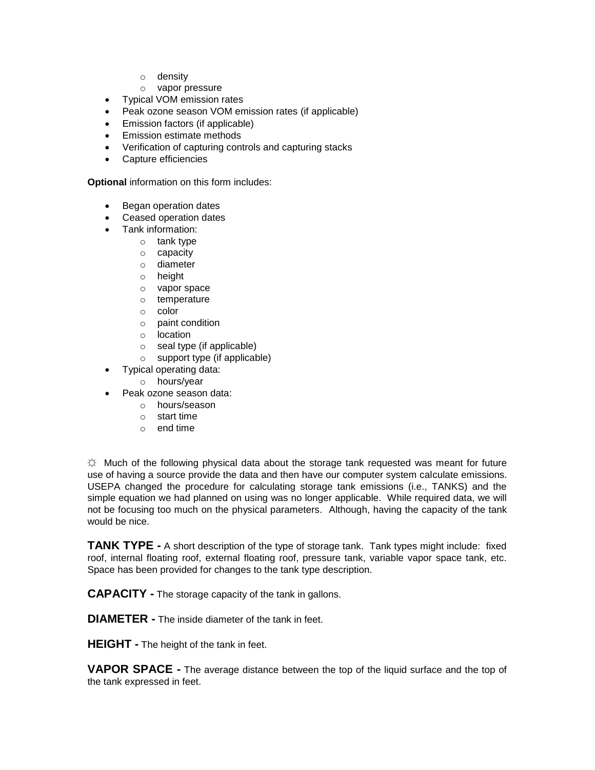- density
    - vapor pressure
- Typical VOM emission rates
- Peak ozone season VOM emission rates (if applicable)
- Emission factors (if applicable)
- Emission estimate methods
- Verification of capturing controls and capturing stacks
- Capture efficiencies

**Optional** information on this form includes:

- Began operation dates
- Ceased operation dates
- Tank information:
    - tank type
    - capacity
    - diameter
    - height
    - vapor space
    - temperature
    - color
    - paint condition
    - location
    - seal type (if applicable)
    - support type (if applicable)
- Typical operating data:
    - hours/year
- Peak ozone season data:
    - hours/season
    - start time
    - end time

☼ Much of the following physical data about the storage tank requested was meant for future use of having a source provide the data and then have our computer system calculate emissions. USEPA changed the procedure for calculating storage tank emissions (i.e., TANKS) and the simple equation we had planned on using was no longer applicable. While required data, we will not be focusing too much on the physical parameters. Although, having the capacity of the tank would be nice.

**TANK TYPE -** A short description of the type of storage tank. Tank types might include: fixed roof, internal floating roof, external floating roof, pressure tank, variable vapor space tank, etc. Space has been provided for changes to the tank type description.

**CAPACITY -** The storage capacity of the tank in gallons.

**DIAMETER -** The inside diameter of the tank in feet.

**HEIGHT -** The height of the tank in feet.

**VAPOR SPACE -** The average distance between the top of the liquid surface and the top of the tank expressed in feet.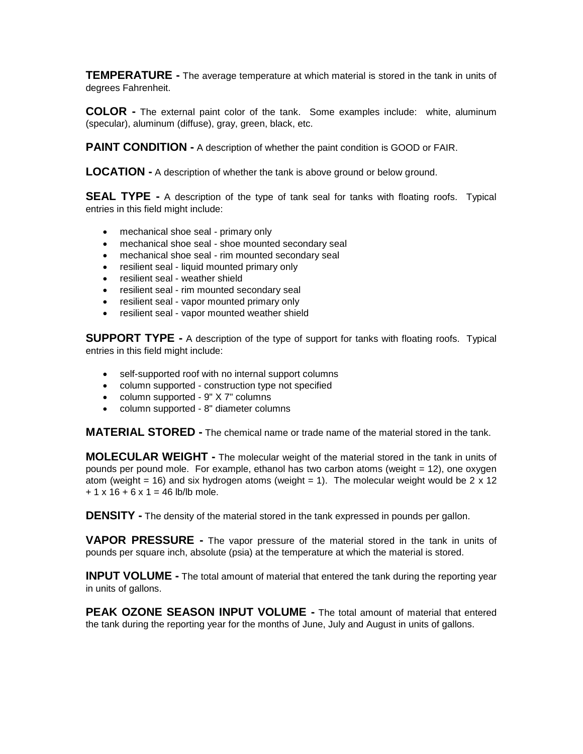**TEMPERATURE -** The average temperature at which material is stored in the tank in units of degrees Fahrenheit.

**COLOR -** The external paint color of the tank. Some examples include: white, aluminum (specular), aluminum (diffuse), gray, green, black, etc.

**PAINT CONDITION -** A description of whether the paint condition is GOOD or FAIR.

**LOCATION -** A description of whether the tank is above ground or below ground.

**SEAL TYPE -** A description of the type of tank seal for tanks with floating roofs. Typical entries in this field might include:

- mechanical shoe seal - primary only
- mechanical shoe seal - shoe mounted secondary seal
- mechanical shoe seal - rim mounted secondary seal
- resilient seal - liquid mounted primary only
- resilient seal - weather shield
- resilient seal - rim mounted secondary seal
- resilient seal - vapor mounted primary only
- resilient seal - vapor mounted weather shield

**SUPPORT TYPE -** A description of the type of support for tanks with floating roofs. Typical entries in this field might include:

- self-supported roof with no internal support columns
- column supported - construction type not specified
- column supported - 9" X 7" columns
- column supported - 8" diameter columns

**MATERIAL STORED -** The chemical name or trade name of the material stored in the tank.

**MOLECULAR WEIGHT -** The molecular weight of the material stored in the tank in units of pounds per pound mole. For example, ethanol has two carbon atoms (weight = 12), one oxygen atom (weight = 16) and six hydrogen atoms (weight = 1). The molecular weight would be $2 \times 12 + 1 \times 16 + 6 \times 1 = 46$ lb/lb mole.

**DENSITY -** The density of the material stored in the tank expressed in pounds per gallon.

**VAPOR PRESSURE -** The vapor pressure of the material stored in the tank in units of pounds per square inch, absolute (psia) at the temperature at which the material is stored.

**INPUT VOLUME -** The total amount of material that entered the tank during the reporting year in units of gallons.

**PEAK OZONE SEASON INPUT VOLUME -** The total amount of material that entered the tank during the reporting year for the months of June, July and August in units of gallons.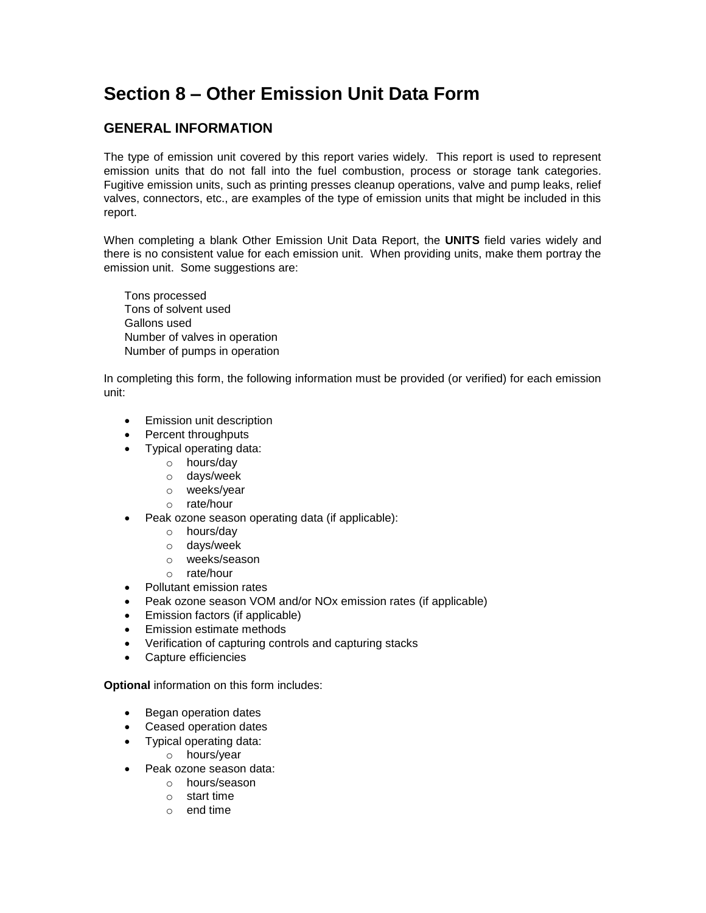# Section 8 – Other Emission Unit Data Form

## GENERAL INFORMATION

The type of emission unit covered by this report varies widely. This report is used to represent emission units that do not fall into the fuel combustion, process or storage tank categories. Fugitive emission units, such as printing presses cleanup operations, valve and pump leaks, relief valves, connectors, etc., are examples of the type of emission units that might be included in this report.

When completing a blank Other Emission Unit Data Report, the **UNITS** field varies widely and there is no consistent value for each emission unit. When providing units, make them portray the emission unit. Some suggestions are:

Tons processed  
Tons of solvent used  
Gallons used  
Number of valves in operation  
Number of pumps in operation

In completing this form, the following information must be provided (or verified) for each emission unit:

- Emission unit description
- Percent throughputs
- Typical operating data:
  - hours/day
  - days/week
  - weeks/year
  - rate/hour
- Peak ozone season operating data (if applicable):
  - hours/day
  - days/week
  - weeks/season
  - rate/hour
- Pollutant emission rates
- Peak ozone season VOM and/or NOx emission rates (if applicable)
- Emission factors (if applicable)
- Emission estimate methods
- Verification of capturing controls and capturing stacks
- Capture efficiencies

**Optional** information on this form includes:

- Began operation dates
- Ceased operation dates
- Typical operating data:
  - hours/year
- Peak ozone season data:
  - hours/season
  - start time
  - end time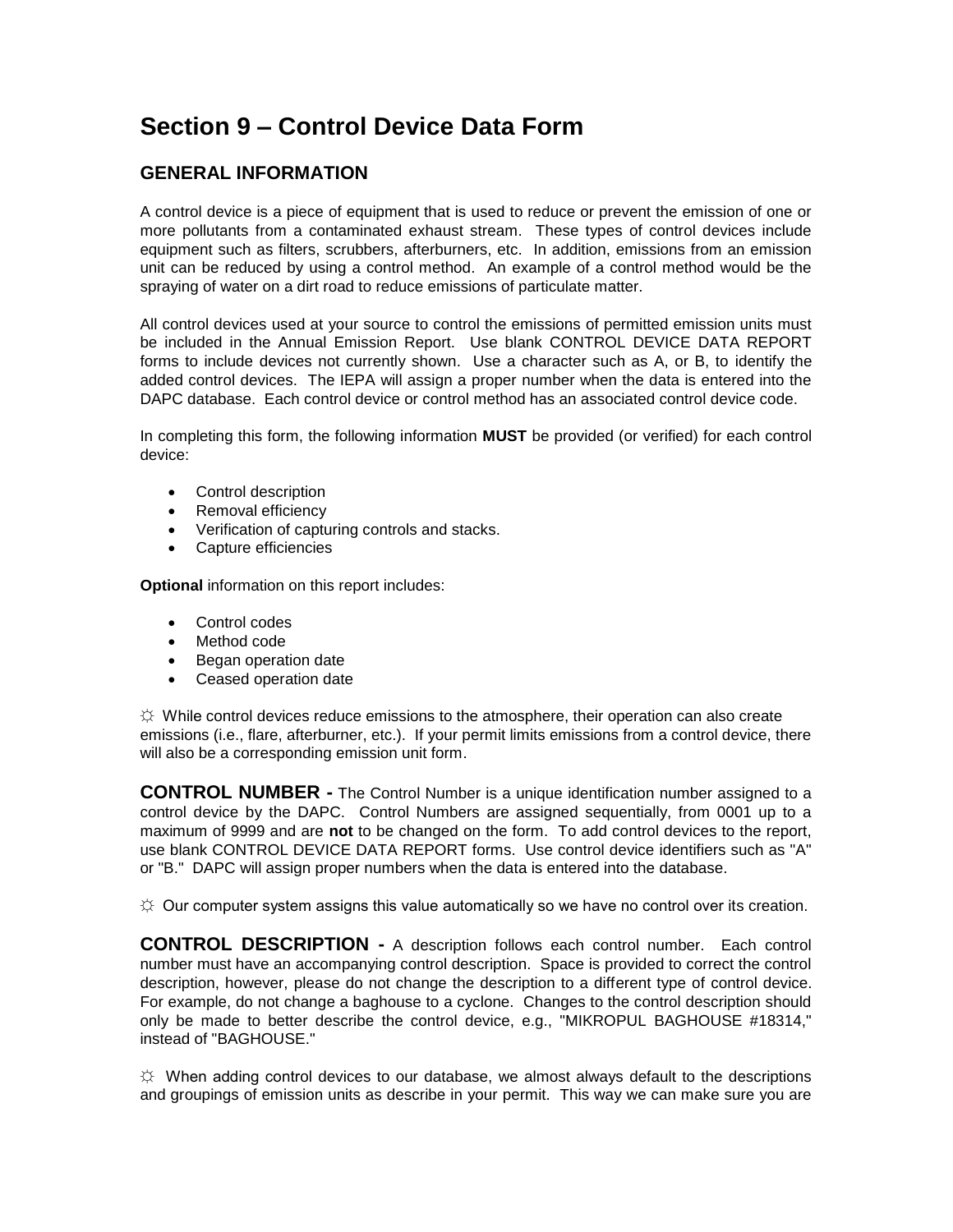# Section 9 – Control Device Data Form

## GENERAL INFORMATION

A control device is a piece of equipment that is used to reduce or prevent the emission of one or more pollutants from a contaminated exhaust stream. These types of control devices include equipment such as filters, scrubbers, afterburners, etc. In addition, emissions from an emission unit can be reduced by using a control method. An example of a control method would be the spraying of water on a dirt road to reduce emissions of particulate matter.

All control devices used at your source to control the emissions of permitted emission units must be included in the Annual Emission Report. Use blank CONTROL DEVICE DATA REPORT forms to include devices not currently shown. Use a character such as A, or B, to identify the added control devices. The IEPA will assign a proper number when the data is entered into the DAPC database. Each control device or control method has an associated control device code.

In completing this form, the following information **MUST** be provided (or verified) for each control device:

- Control description
- Removal efficiency
- Verification of capturing controls and stacks.
- Capture efficiencies

**Optional** information on this report includes:

- Control codes
- Method code
- Began operation date
- Ceased operation date

☼ While control devices reduce emissions to the atmosphere, their operation can also create emissions (i.e., flare, afterburner, etc.). If your permit limits emissions from a control device, there will also be a corresponding emission unit form.

**CONTROL NUMBER -** The Control Number is a unique identification number assigned to a control device by the DAPC. Control Numbers are assigned sequentially, from 0001 up to a maximum of 9999 and are **not** to be changed on the form. To add control devices to the report, use blank CONTROL DEVICE DATA REPORT forms. Use control device identifiers such as "A" or "B." DAPC will assign proper numbers when the data is entered into the database.

☼ Our computer system assigns this value automatically so we have no control over its creation.

**CONTROL DESCRIPTION -** A description follows each control number. Each control number must have an accompanying control description. Space is provided to correct the control description, however, please do not change the description to a different type of control device. For example, do not change a baghouse to a cyclone. Changes to the control description should only be made to better describe the control device, e.g., "MIKROPUL BAGHOUSE #18314," instead of "BAGHOUSE."

☼ When adding control devices to our database, we almost always default to the descriptions and groupings of emission units as describe in your permit. This way we can make sure you are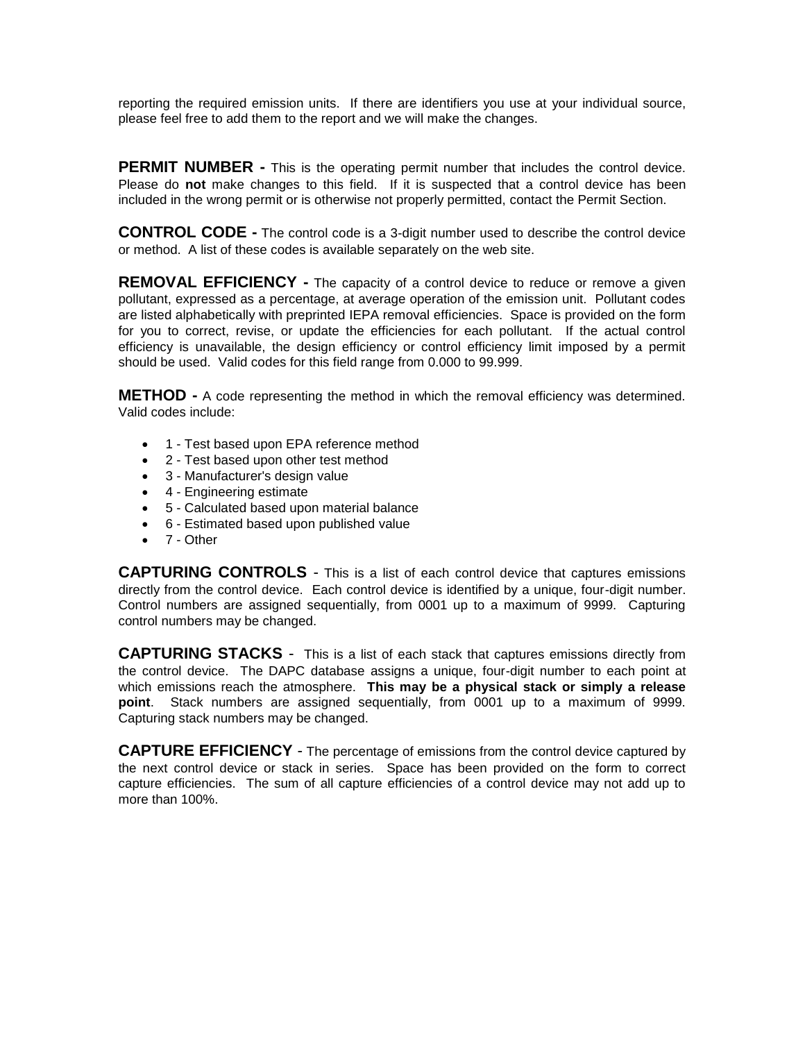reporting the required emission units. If there are identifiers you use at your individual source, please feel free to add them to the report and we will make the changes.

**PERMIT NUMBER -** This is the operating permit number that includes the control device. Please do **not** make changes to this field. If it is suspected that a control device has been included in the wrong permit or is otherwise not properly permitted, contact the Permit Section.

**CONTROL CODE -** The control code is a 3-digit number used to describe the control device or method. A list of these codes is available separately on the web site.

**REMOVAL EFFICIENCY -** The capacity of a control device to reduce or remove a given pollutant, expressed as a percentage, at average operation of the emission unit. Pollutant codes are listed alphabetically with preprinted IEPA removal efficiencies. Space is provided on the form for you to correct, revise, or update the efficiencies for each pollutant. If the actual control efficiency is unavailable, the design efficiency or control efficiency limit imposed by a permit should be used. Valid codes for this field range from 0.000 to 99.999.

**METHOD -** A code representing the method in which the removal efficiency was determined. Valid codes include:

- 1 - Test based upon EPA reference method
- 2 - Test based upon other test method
- 3 - Manufacturer's design value
- 4 - Engineering estimate
- 5 - Calculated based upon material balance
- 6 - Estimated based upon published value
- 7 - Other

**CAPTURING CONTROLS** - This is a list of each control device that captures emissions directly from the control device. Each control device is identified by a unique, four-digit number. Control numbers are assigned sequentially, from 0001 up to a maximum of 9999. Capturing control numbers may be changed.

**CAPTURING STACKS** - This is a list of each stack that captures emissions directly from the control device. The DAPC database assigns a unique, four-digit number to each point at which emissions reach the atmosphere. **This may be a physical stack or simply a release point**. Stack numbers are assigned sequentially, from 0001 up to a maximum of 9999. Capturing stack numbers may be changed.

**CAPTURE EFFICIENCY** - The percentage of emissions from the control device captured by the next control device or stack in series. Space has been provided on the form to correct capture efficiencies. The sum of all capture efficiencies of a control device may not add up to more than 100%.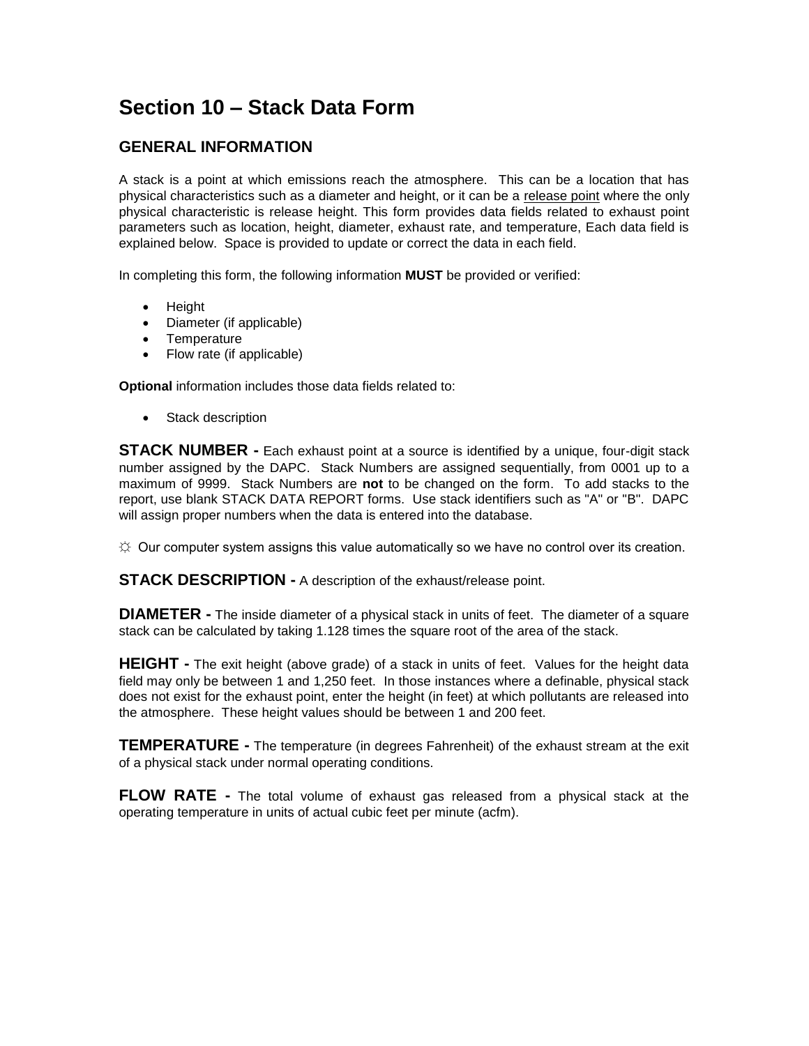# Section 10 – Stack Data Form

## GENERAL INFORMATION

A stack is a point at which emissions reach the atmosphere. This can be a location that has physical characteristics such as a diameter and height, or it can be a release point where the only physical characteristic is release height. This form provides data fields related to exhaust point parameters such as location, height, diameter, exhaust rate, and temperature, Each data field is explained below. Space is provided to update or correct the data in each field.

In completing this form, the following information **MUST** be provided or verified:

- Height
- Diameter (if applicable)
- Temperature
- Flow rate (if applicable)

**Optional** information includes those data fields related to:

- Stack description

**STACK NUMBER -** Each exhaust point at a source is identified by a unique, four-digit stack number assigned by the DAPC. Stack Numbers are assigned sequentially, from 0001 up to a maximum of 9999. Stack Numbers are **not** to be changed on the form. To add stacks to the report, use blank STACK DATA REPORT forms. Use stack identifiers such as "A" or "B". DAPC will assign proper numbers when the data is entered into the database.

☼ Our computer system assigns this value automatically so we have no control over its creation.

**STACK DESCRIPTION -** A description of the exhaust/release point.

**DIAMETER -** The inside diameter of a physical stack in units of feet. The diameter of a square stack can be calculated by taking 1.128 times the square root of the area of the stack.

**HEIGHT -** The exit height (above grade) of a stack in units of feet. Values for the height data field may only be between 1 and 1,250 feet. In those instances where a definable, physical stack does not exist for the exhaust point, enter the height (in feet) at which pollutants are released into the atmosphere. These height values should be between 1 and 200 feet.

**TEMPERATURE -** The temperature (in degrees Fahrenheit) of the exhaust stream at the exit of a physical stack under normal operating conditions.

**FLOW RATE -** The total volume of exhaust gas released from a physical stack at the operating temperature in units of actual cubic feet per minute (acfm).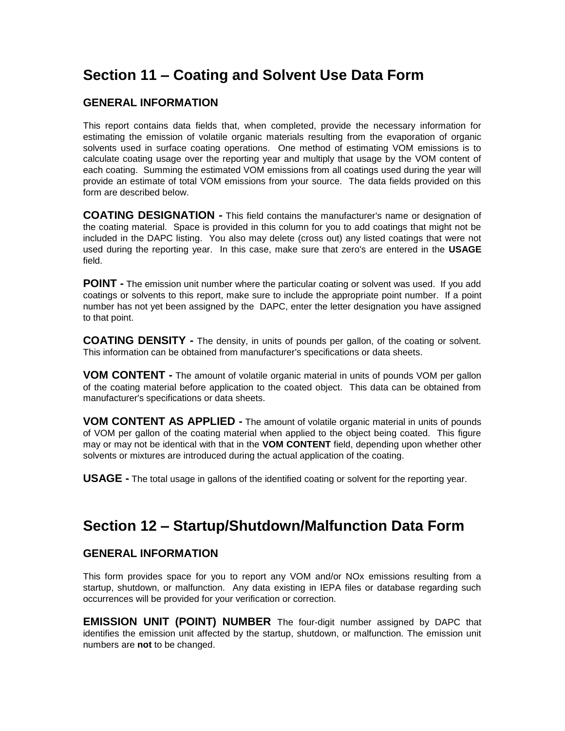# Section 11 – Coating and Solvent Use Data Form

## GENERAL INFORMATION

This report contains data fields that, when completed, provide the necessary information for estimating the emission of volatile organic materials resulting from the evaporation of organic solvents used in surface coating operations. One method of estimating VOM emissions is to calculate coating usage over the reporting year and multiply that usage by the VOM content of each coating. Summing the estimated VOM emissions from all coatings used during the year will provide an estimate of total VOM emissions from your source. The data fields provided on this form are described below.

**COATING DESIGNATION -** This field contains the manufacturer's name or designation of the coating material. Space is provided in this column for you to add coatings that might not be included in the DAPC listing. You also may delete (cross out) any listed coatings that were not used during the reporting year. In this case, make sure that zero's are entered in the **USAGE** field.

**POINT -** The emission unit number where the particular coating or solvent was used. If you add coatings or solvents to this report, make sure to include the appropriate point number. If a point number has not yet been assigned by the DAPC, enter the letter designation you have assigned to that point.

**COATING DENSITY -** The density, in units of pounds per gallon, of the coating or solvent. This information can be obtained from manufacturer's specifications or data sheets.

**VOM CONTENT -** The amount of volatile organic material in units of pounds VOM per gallon of the coating material before application to the coated object. This data can be obtained from manufacturer's specifications or data sheets.

**VOM CONTENT AS APPLIED -** The amount of volatile organic material in units of pounds of VOM per gallon of the coating material when applied to the object being coated. This figure may or may not be identical with that in the **VOM CONTENT** field, depending upon whether other solvents or mixtures are introduced during the actual application of the coating.

**USAGE -** The total usage in gallons of the identified coating or solvent for the reporting year.

# Section 12 – Startup/Shutdown/Malfunction Data Form

## GENERAL INFORMATION

This form provides space for you to report any VOM and/or NOx emissions resulting from a startup, shutdown, or malfunction. Any data existing in IEPA files or database regarding such occurrences will be provided for your verification or correction.

**EMISSION UNIT (POINT) NUMBER** The four-digit number assigned by DAPC that identifies the emission unit affected by the startup, shutdown, or malfunction. The emission unit numbers are **not** to be changed.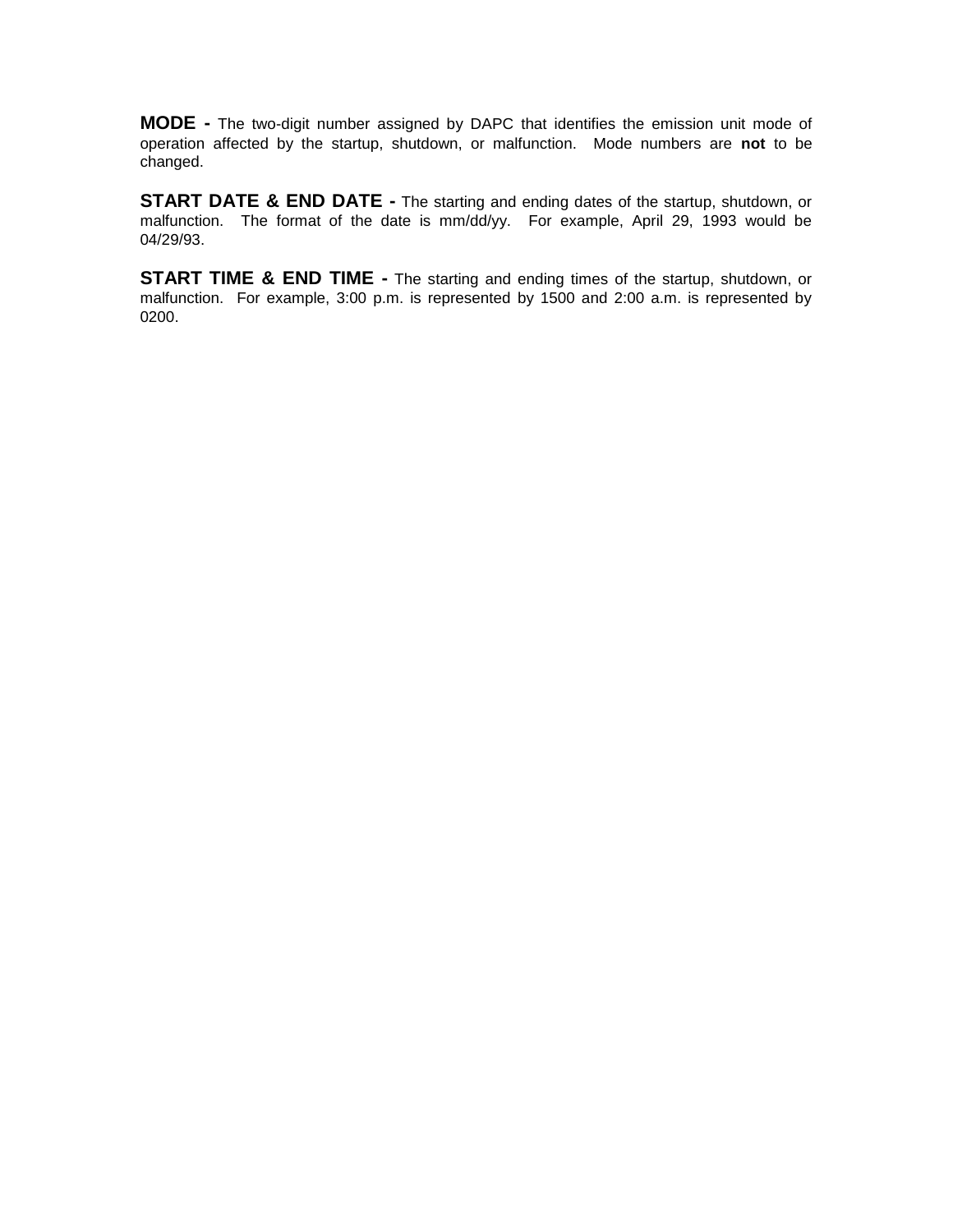**MODE -** The two-digit number assigned by DAPC that identifies the emission unit mode of operation affected by the startup, shutdown, or malfunction. Mode numbers are **not** to be changed.

**START DATE & END DATE -** The starting and ending dates of the startup, shutdown, or malfunction. The format of the date is mm/dd/yy. For example, April 29, 1993 would be 04/29/93.

**START TIME & END TIME -** The starting and ending times of the startup, shutdown, or malfunction. For example, 3:00 p.m. is represented by 1500 and 2:00 a.m. is represented by 0200.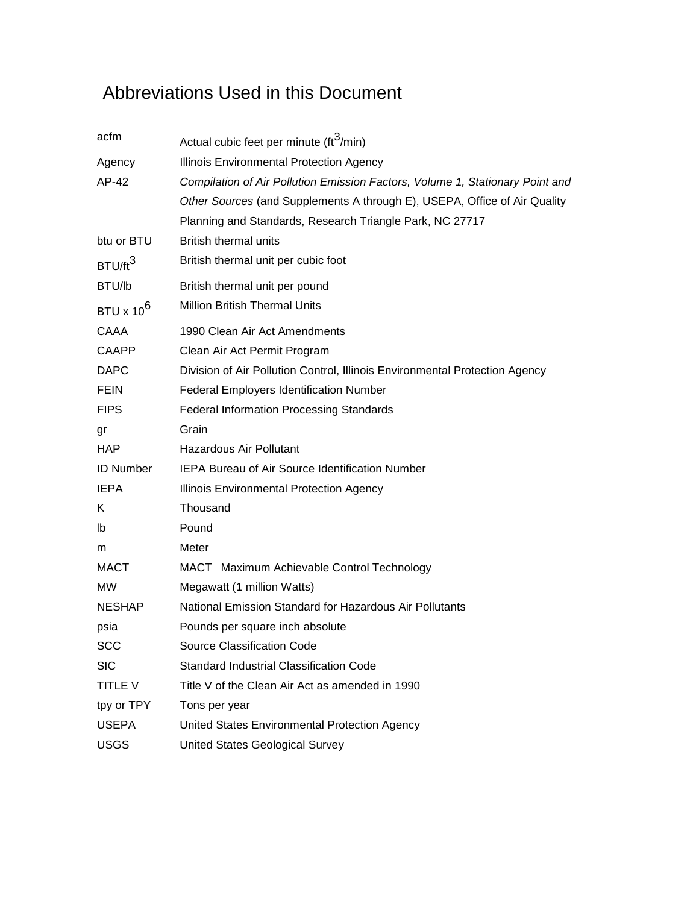# Abbreviations Used in this Document

| | |
|---|---|
| acfm | Actual cubic feet per minute ($ft^3$/min) |
| Agency | Illinois Environmental Protection Agency |
| AP-42 | *Compilation of Air Pollution Emission Factors, Volume 1, Stationary Point and Other Sources* (and Supplements A through E), USEPA, Office of Air Quality Planning and Standards, Research Triangle Park, NC 27717 |
| btu or BTU | British thermal units |
| BTU/$ft^3$ | British thermal unit per cubic foot |
| BTU/lb | British thermal unit per pound |
| BTU x $10^6$ | Million British Thermal Units |
| CAAA | 1990 Clean Air Act Amendments |
| CAAPP | Clean Air Act Permit Program |
| DAPC | Division of Air Pollution Control, Illinois Environmental Protection Agency |
| FEIN | Federal Employers Identification Number |
| FIPS | Federal Information Processing Standards |
| gr | Grain |
| HAP | Hazardous Air Pollutant |
| ID Number | IEPA Bureau of Air Source Identification Number |
| IEPA | Illinois Environmental Protection Agency |
| K | Thousand |
| lb | Pound |
| m | Meter |
| MACT | MACT Maximum Achievable Control Technology |
| MW | Megawatt (1 million Watts) |
| NESHAP | National Emission Standard for Hazardous Air Pollutants |
| psia | Pounds per square inch absolute |
| SCC | Source Classification Code |
| SIC | Standard Industrial Classification Code |
| TITLE V | Title V of the Clean Air Act as amended in 1990 |
| tpy or TPY | Tons per year |
| USEPA | United States Environmental Protection Agency |
| USGS | United States Geological Survey |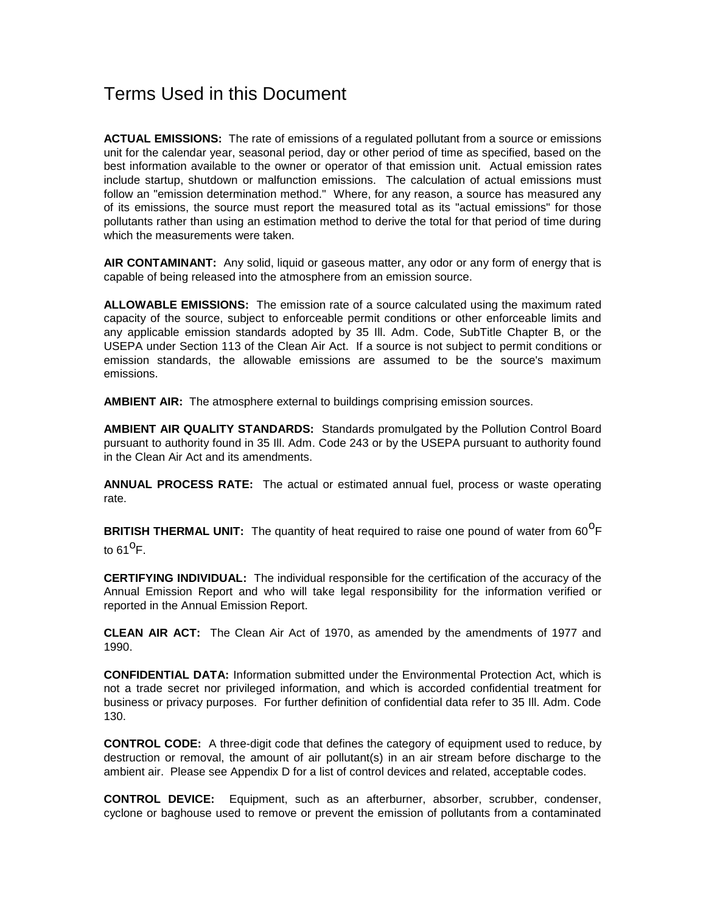# Terms Used in this Document

**ACTUAL EMISSIONS:** The rate of emissions of a regulated pollutant from a source or emissions unit for the calendar year, seasonal period, day or other period of time as specified, based on the best information available to the owner or operator of that emission unit. Actual emission rates include startup, shutdown or malfunction emissions. The calculation of actual emissions must follow an "emission determination method." Where, for any reason, a source has measured any of its emissions, the source must report the measured total as its "actual emissions" for those pollutants rather than using an estimation method to derive the total for that period of time during which the measurements were taken.

**AIR CONTAMINANT:** Any solid, liquid or gaseous matter, any odor or any form of energy that is capable of being released into the atmosphere from an emission source.

**ALLOWABLE EMISSIONS:** The emission rate of a source calculated using the maximum rated capacity of the source, subject to enforceable permit conditions or other enforceable limits and any applicable emission standards adopted by 35 Ill. Adm. Code, SubTitle Chapter B, or the USEPA under Section 113 of the Clean Air Act. If a source is not subject to permit conditions or emission standards, the allowable emissions are assumed to be the source's maximum emissions.

**AMBIENT AIR:** The atmosphere external to buildings comprising emission sources.

**AMBIENT AIR QUALITY STANDARDS:** Standards promulgated by the Pollution Control Board pursuant to authority found in 35 Ill. Adm. Code 243 or by the USEPA pursuant to authority found in the Clean Air Act and its amendments.

**ANNUAL PROCESS RATE:** The actual or estimated annual fuel, process or waste operating rate.

**BRITISH THERMAL UNIT:** The quantity of heat required to raise one pound of water from $60^{o}$F to $61^{o}$F.

**CERTIFYING INDIVIDUAL:** The individual responsible for the certification of the accuracy of the Annual Emission Report and who will take legal responsibility for the information verified or reported in the Annual Emission Report.

**CLEAN AIR ACT:** The Clean Air Act of 1970, as amended by the amendments of 1977 and 1990.

**CONFIDENTIAL DATA:** Information submitted under the Environmental Protection Act, which is not a trade secret nor privileged information, and which is accorded confidential treatment for business or privacy purposes. For further definition of confidential data refer to 35 Ill. Adm. Code 130.

**CONTROL CODE:** A three-digit code that defines the category of equipment used to reduce, by destruction or removal, the amount of air pollutant(s) in an air stream before discharge to the ambient air. Please see Appendix D for a list of control devices and related, acceptable codes.

**CONTROL DEVICE:** Equipment, such as an afterburner, absorber, scrubber, condenser, cyclone or baghouse used to remove or prevent the emission of pollutants from a contaminated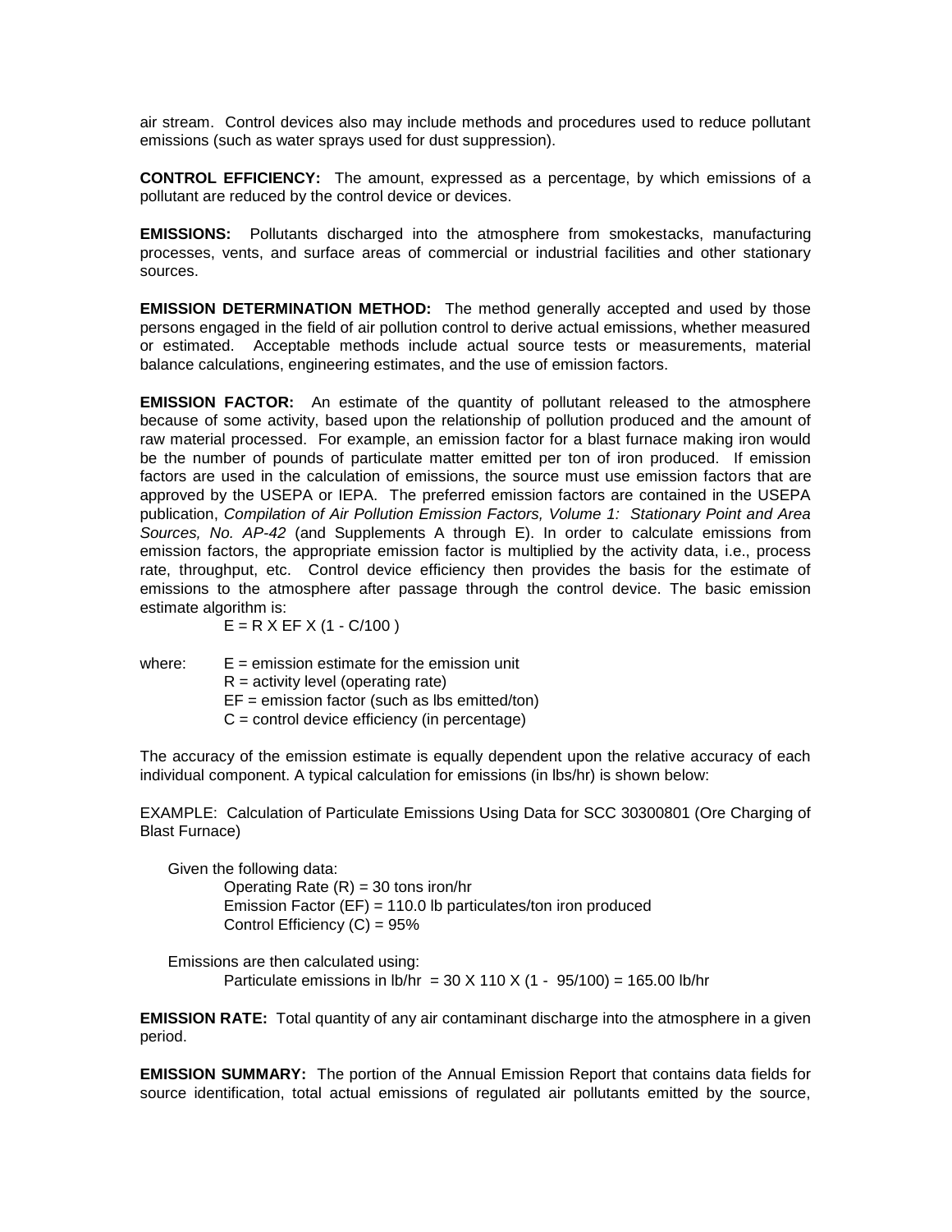air stream. Control devices also may include methods and procedures used to reduce pollutant emissions (such as water sprays used for dust suppression).

**CONTROL EFFICIENCY:** The amount, expressed as a percentage, by which emissions of a pollutant are reduced by the control device or devices.

**EMISSIONS:** Pollutants discharged into the atmosphere from smokestacks, manufacturing processes, vents, and surface areas of commercial or industrial facilities and other stationary sources.

**EMISSION DETERMINATION METHOD:** The method generally accepted and used by those persons engaged in the field of air pollution control to derive actual emissions, whether measured or estimated. Acceptable methods include actual source tests or measurements, material balance calculations, engineering estimates, and the use of emission factors.

**EMISSION FACTOR:** An estimate of the quantity of pollutant released to the atmosphere because of some activity, based upon the relationship of pollution produced and the amount of raw material processed. For example, an emission factor for a blast furnace making iron would be the number of pounds of particulate matter emitted per ton of iron produced. If emission factors are used in the calculation of emissions, the source must use emission factors that are approved by the USEPA or IEPA. The preferred emission factors are contained in the USEPA publication, *Compilation of Air Pollution Emission Factors, Volume 1: Stationary Point and Area Sources, No. AP-42* (and Supplements A through E). In order to calculate emissions from emission factors, the appropriate emission factor is multiplied by the activity data, i.e., process rate, throughput, etc. Control device efficiency then provides the basis for the estimate of emissions to the atmosphere after passage through the control device. The basic emission estimate algorithm is:

$$E = R \times EF \times (1 - C/100)$$

where:
- $E$ = emission estimate for the emission unit
- $R$ = activity level (operating rate)
- $EF$ = emission factor (such as lbs emitted/ton)
- $C$ = control device efficiency (in percentage)

The accuracy of the emission estimate is equally dependent upon the relative accuracy of each individual component. A typical calculation for emissions (in lbs/hr) is shown below:

EXAMPLE: Calculation of Particulate Emissions Using Data for SCC 30300801 (Ore Charging of Blast Furnace)

Given the following data:
- Operating Rate ($R$) = 30 tons iron/hr
- Emission Factor ($EF$) = 110.0 lb particulates/ton iron produced
- Control Efficiency ($C$) = 95%

Emissions are then calculated using:

Particulate emissions in lb/hr $= 30 \times 110 \times (1 - 95/100) = 165.00$ lb/hr

**EMISSION RATE:** Total quantity of any air contaminant discharge into the atmosphere in a given period.

**EMISSION SUMMARY:** The portion of the Annual Emission Report that contains data fields for source identification, total actual emissions of regulated air pollutants emitted by the source,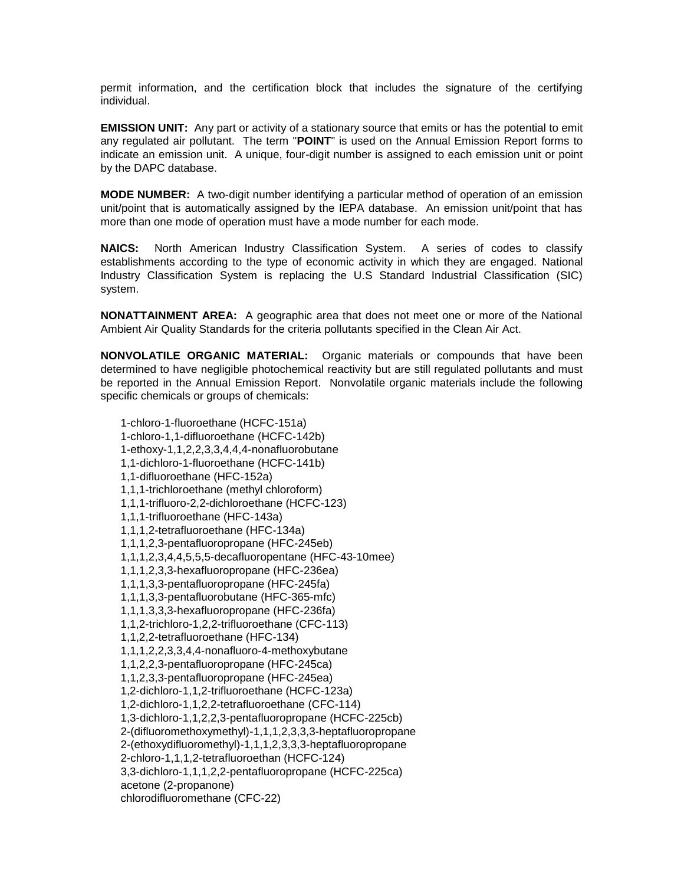permit information, and the certification block that includes the signature of the certifying individual.

**EMISSION UNIT:** Any part or activity of a stationary source that emits or has the potential to emit any regulated air pollutant. The term "**POINT**" is used on the Annual Emission Report forms to indicate an emission unit. A unique, four-digit number is assigned to each emission unit or point by the DAPC database.

**MODE NUMBER:** A two-digit number identifying a particular method of operation of an emission unit/point that is automatically assigned by the IEPA database. An emission unit/point that has more than one mode of operation must have a mode number for each mode.

**NAICS:** North American Industry Classification System. A series of codes to classify establishments according to the type of economic activity in which they are engaged. National Industry Classification System is replacing the U.S Standard Industrial Classification (SIC) system.

**NONATTAINMENT AREA:** A geographic area that does not meet one or more of the National Ambient Air Quality Standards for the criteria pollutants specified in the Clean Air Act.

**NONVOLATILE ORGANIC MATERIAL:** Organic materials or compounds that have been determined to have negligible photochemical reactivity but are still regulated pollutants and must be reported in the Annual Emission Report. Nonvolatile organic materials include the following specific chemicals or groups of chemicals:

1-chloro-1-fluoroethane (HCFC-151a)
1-chloro-1,1-difluoroethane (HCFC-142b)
1-ethoxy-1,1,2,2,3,3,4,4,4-nonafluorobutane
1,1-dichloro-1-fluoroethane (HCFC-141b)
1,1-difluoroethane (HFC-152a)
1,1,1-trichloroethane (methyl chloroform)
1,1,1-trifluoro-2,2-dichloroethane (HCFC-123)
1,1,1-trifluoroethane (HFC-143a)
1,1,1,2-tetrafluoroethane (HFC-134a)
1,1,1,2,3-pentafluoropropane (HFC-245eb)
1,1,1,2,3,4,4,5,5,5-decafluoropentane (HFC-43-10mee)
1,1,1,2,3,3-hexafluoropropane (HFC-236ea)
1,1,1,3,3-pentafluoropropane (HFC-245fa)
1,1,1,3,3-pentafluorobutane (HFC-365-mfc)
1,1,1,3,3,3-hexafluoropropane (HFC-236fa)
1,1,2-trichloro-1,2,2-trifluoroethane (CFC-113)
1,1,2,2-tetrafluoroethane (HFC-134)
1,1,1,2,2,3,3,4,4-nonafluoro-4-methoxybutane
1,1,2,2,3-pentafluoropropane (HFC-245ca)
1,1,2,3,3-pentafluoropropane (HFC-245ea)
1,2-dichloro-1,1,2-trifluoroethane (HCFC-123a)
1,2-dichloro-1,1,2,2-tetrafluoroethane (CFC-114)
1,3-dichloro-1,1,2,2,3-pentafluoropropane (HCFC-225cb)
2-(difluoromethoxymethyl)-1,1,1,2,3,3,3-heptafluoropropane
2-(ethoxydifluoromethyl)-1,1,1,2,3,3,3-heptafluoropropane
2-chloro-1,1,1,2-tetrafluoroethan (HCFC-124)
3,3-dichloro-1,1,1,2,2-pentafluoropropane (HCFC-225ca)
acetone (2-propanone)
chlorodifluoromethane (CFC-22)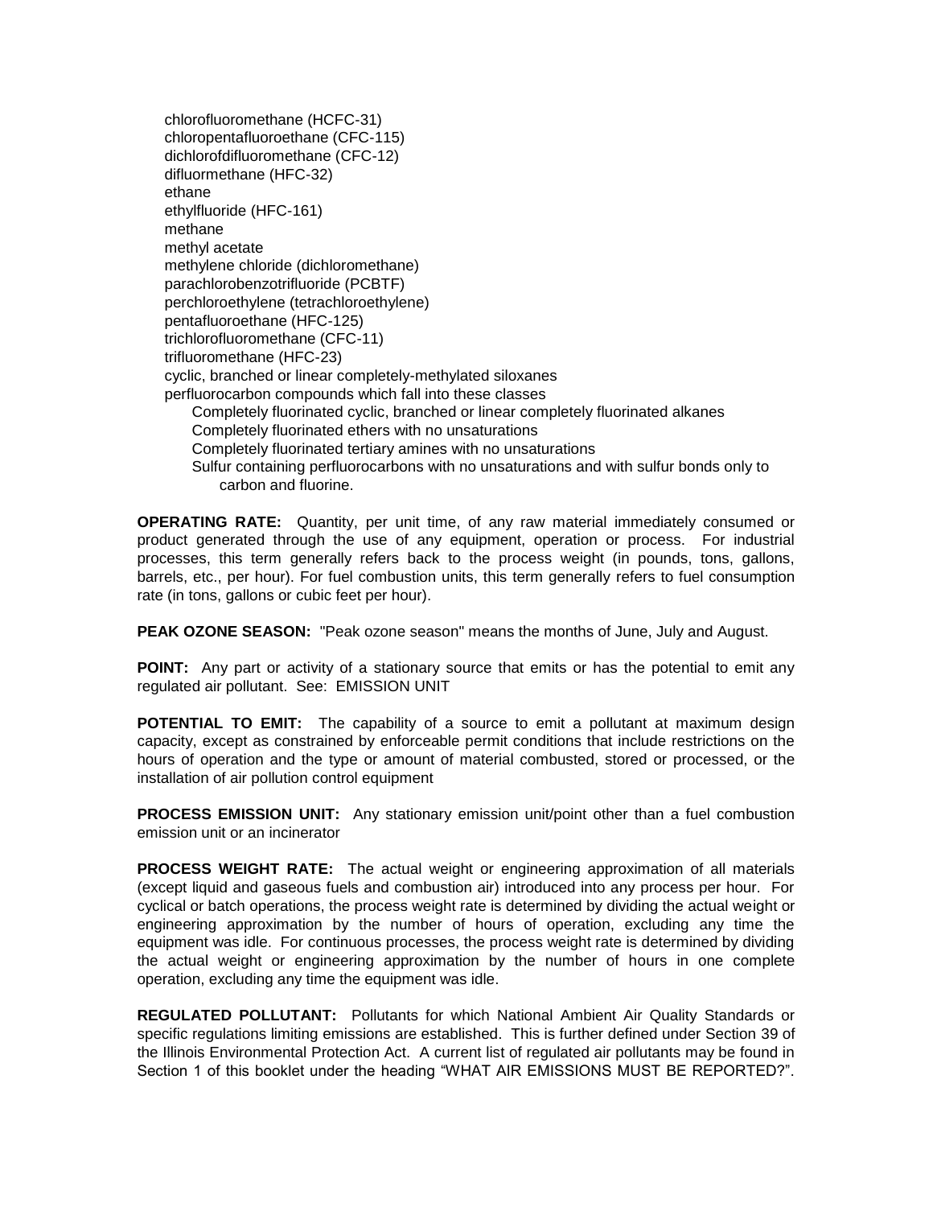- chlorofluoromethane (HCFC-31)
- chloropentafluoroethane (CFC-115)
- dichlorofdifluoromethane (CFC-12)
- difluormethane (HFC-32)
- ethane
- ethylfluoride (HFC-161)
- methane
- methyl acetate
- methylene chloride (dichloromethane)
- parachlorobenzotrifluoride (PCBTF)
- perchloroethylene (tetrachloroethylene)
- pentafluoroethane (HFC-125)
- trichlorofluoromethane (CFC-11)
- trifluoromethane (HFC-23)
- cyclic, branched or linear completely-methylated siloxanes
- perfluorocarbon compounds which fall into these classes
  - Completely fluorinated cyclic, branched or linear completely fluorinated alkanes
  - Completely fluorinated ethers with no unsaturations
  - Completely fluorinated tertiary amines with no unsaturations
  - Sulfur containing perfluorocarbons with no unsaturations and with sulfur bonds only to carbon and fluorine.

**OPERATING RATE:** Quantity, per unit time, of any raw material immediately consumed or product generated through the use of any equipment, operation or process. For industrial processes, this term generally refers back to the process weight (in pounds, tons, gallons, barrels, etc., per hour). For fuel combustion units, this term generally refers to fuel consumption rate (in tons, gallons or cubic feet per hour).

**PEAK OZONE SEASON:** "Peak ozone season" means the months of June, July and August.

**POINT:** Any part or activity of a stationary source that emits or has the potential to emit any regulated air pollutant. See: EMISSION UNIT

**POTENTIAL TO EMIT:** The capability of a source to emit a pollutant at maximum design capacity, except as constrained by enforceable permit conditions that include restrictions on the hours of operation and the type or amount of material combusted, stored or processed, or the installation of air pollution control equipment

**PROCESS EMISSION UNIT:** Any stationary emission unit/point other than a fuel combustion emission unit or an incinerator

**PROCESS WEIGHT RATE:** The actual weight or engineering approximation of all materials (except liquid and gaseous fuels and combustion air) introduced into any process per hour. For cyclical or batch operations, the process weight rate is determined by dividing the actual weight or engineering approximation by the number of hours of operation, excluding any time the equipment was idle. For continuous processes, the process weight rate is determined by dividing the actual weight or engineering approximation by the number of hours in one complete operation, excluding any time the equipment was idle.

**REGULATED POLLUTANT:** Pollutants for which National Ambient Air Quality Standards or specific regulations limiting emissions are established. This is further defined under Section 39 of the Illinois Environmental Protection Act. A current list of regulated air pollutants may be found in Section 1 of this booklet under the heading "WHAT AIR EMISSIONS MUST BE REPORTED?".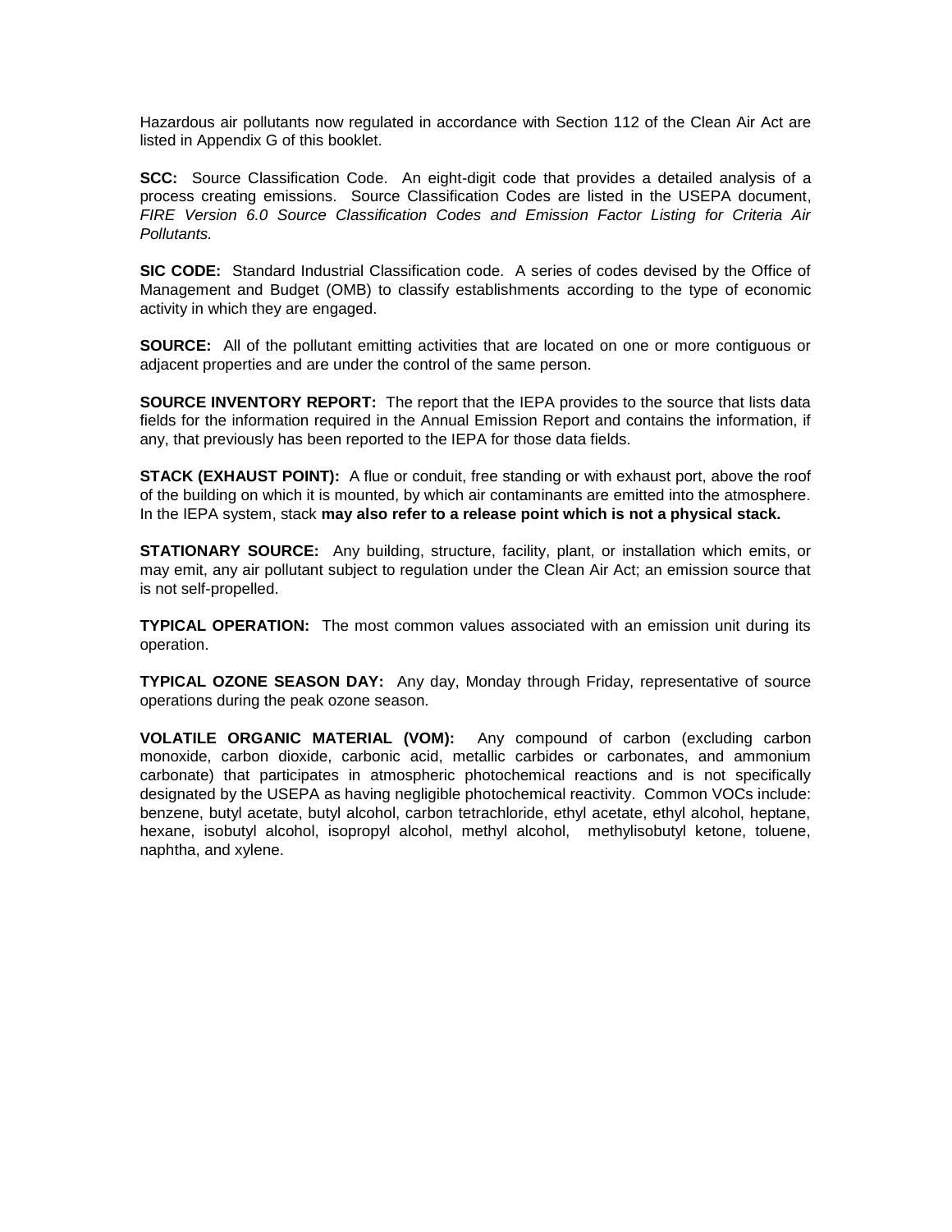Hazardous air pollutants now regulated in accordance with Section 112 of the Clean Air Act are listed in Appendix G of this booklet.

**SCC:** Source Classification Code. An eight-digit code that provides a detailed analysis of a process creating emissions. Source Classification Codes are listed in the USEPA document, *FIRE Version 6.0 Source Classification Codes and Emission Factor Listing for Criteria Air Pollutants.*

**SIC CODE:** Standard Industrial Classification code. A series of codes devised by the Office of Management and Budget (OMB) to classify establishments according to the type of economic activity in which they are engaged.

**SOURCE:** All of the pollutant emitting activities that are located on one or more contiguous or adjacent properties and are under the control of the same person.

**SOURCE INVENTORY REPORT:** The report that the IEPA provides to the source that lists data fields for the information required in the Annual Emission Report and contains the information, if any, that previously has been reported to the IEPA for those data fields.

**STACK (EXHAUST POINT):** A flue or conduit, free standing or with exhaust port, above the roof of the building on which it is mounted, by which air contaminants are emitted into the atmosphere. In the IEPA system, stack **may also refer to a release point which is not a physical stack.**

**STATIONARY SOURCE:** Any building, structure, facility, plant, or installation which emits, or may emit, any air pollutant subject to regulation under the Clean Air Act; an emission source that is not self-propelled.

**TYPICAL OPERATION:** The most common values associated with an emission unit during its operation.

**TYPICAL OZONE SEASON DAY:** Any day, Monday through Friday, representative of source operations during the peak ozone season.

**VOLATILE ORGANIC MATERIAL (VOM):** Any compound of carbon (excluding carbon monoxide, carbon dioxide, carbonic acid, metallic carbides or carbonates, and ammonium carbonate) that participates in atmospheric photochemical reactions and is not specifically designated by the USEPA as having negligible photochemical reactivity. Common VOCs include: benzene, butyl acetate, butyl alcohol, carbon tetrachloride, ethyl acetate, ethyl alcohol, heptane, hexane, isobutyl alcohol, isopropyl alcohol, methyl alcohol, methylisobutyl ketone, toluene, naphtha, and xylene.